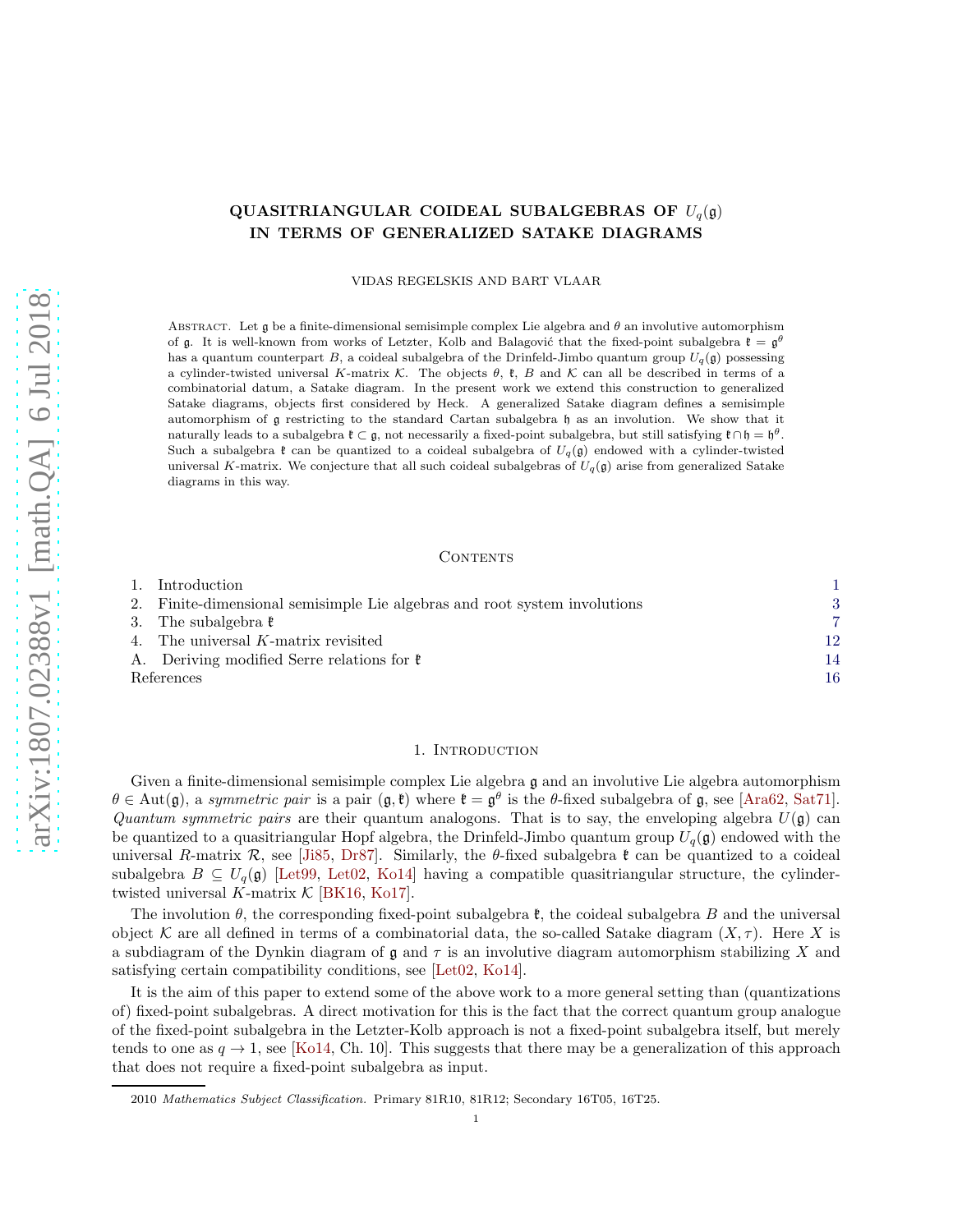# QUASITRIANGULAR COIDEAL SUBALGEBRAS OF $U_q(\mathfrak{g})$ IN TERMS OF GENERALIZED SATAKE DIAGRAMS

VIDAS REGELSKIS AND BART VLAAR

Abstract. Let $\mathfrak{g}$ be a finite-dimensional semisimple complex Lie algebra and $\theta$ an involutive automorphism of $\mathfrak{g}$. It is well-known from works of Letzter, Kolb and Balagović that the fixed-point subalgebra $\mathfrak{k} = \mathfrak{g}^\theta$ has a quantum counterpart $B$, a coideal subalgebra of the Drinfeld-Jimbo quantum group $U_q(\mathfrak{g})$ possessing a cylinder-twisted universal $K$-matrix $\mathcal{K}$. The objects $\theta$, $\mathfrak{k}$, $B$ and $\mathcal{K}$ can all be described in terms of a combinatorial datum, a Satake diagram. In the present work we extend this construction to generalized Satake diagrams, objects first considered by Heck. A generalized Satake diagram defines a semisimple automorphism of $\mathfrak{g}$ restricting to the standard Cartan subalgebra $\mathfrak{h}$ as an involution. We show that it naturally leads to a subalgebra $\mathfrak{k} \subset \mathfrak{g}$, not necessarily a fixed-point subalgebra, but still satisfying $\mathfrak{k} \cap \mathfrak{h} = \mathfrak{h}^\theta$. Such a subalgebra $\mathfrak{k}$ can be quantized to a coideal subalgebra of $U_q(\mathfrak{g})$ endowed with a cylinder-twisted universal $K$-matrix. We conjecture that all such coideal subalgebras of $U_q(\mathfrak{g})$ arise from generalized Satake diagrams in this way.

Contents

| | |
|---|---|
| 1. Introduction | 1 |
| 2. Finite-dimensional semisimple Lie algebras and root system involutions | 3 |
| 3. The subalgebra $\mathfrak{k}$ | 7 |
| 4. The universal $K$-matrix revisited | 12 |
| A. Deriving modified Serre relations for $\mathfrak{k}$ | 14 |
| References | 16 |

## 1. Introduction

Given a finite-dimensional semisimple complex Lie algebra $\mathfrak{g}$ and an involutive Lie algebra automorphism $\theta \in \mathrm{Aut}(\mathfrak{g})$, a *symmetric pair* is a pair $(\mathfrak{g}, \mathfrak{k})$ where $\mathfrak{k} = \mathfrak{g}^\theta$ is the $\theta$-fixed subalgebra of $\mathfrak{g}$, see [Ara62, Sat71]. *Quantum symmetric pairs* are their quantum analogons. That is to say, the enveloping algebra $U(\mathfrak{g})$ can be quantized to a quasitriangular Hopf algebra, the Drinfeld-Jimbo quantum group $U_q(\mathfrak{g})$ endowed with the universal $R$-matrix $\mathcal{R}$, see [Ji85, Dr87]. Similarly, the $\theta$-fixed subalgebra $\mathfrak{k}$ can be quantized to a coideal subalgebra $B \subseteq U_q(\mathfrak{g})$ [Let99, Let02, Ko14] having a compatible quasitriangular structure, the cylinder-twisted universal $K$-matrix $\mathcal{K}$ [BK16, Ko17].

The involution $\theta$, the corresponding fixed-point subalgebra $\mathfrak{k}$, the coideal subalgebra $B$ and the universal object $\mathcal{K}$ are all defined in terms of a combinatorial data, the so-called Satake diagram $(X, \tau)$. Here $X$ is a subdiagram of the Dynkin diagram of $\mathfrak{g}$ and $\tau$ is an involutive diagram automorphism stabilizing $X$ and satisfying certain compatibility conditions, see [Let02, Ko14].

It is the aim of this paper to extend some of the above work to a more general setting than (quantizations of) fixed-point subalgebras. A direct motivation for this is the fact that the correct quantum group analogue of the fixed-point subalgebra in the Letzter-Kolb approach is not a fixed-point subalgebra itself, but merely tends to one as $q \to 1$, see [Ko14, Ch. 10]. This suggests that there may be a generalization of this approach that does not require a fixed-point subalgebra as input.

2010 *Mathematics Subject Classification.* Primary 81R10, 81R12; Secondary 16T05, 16T25.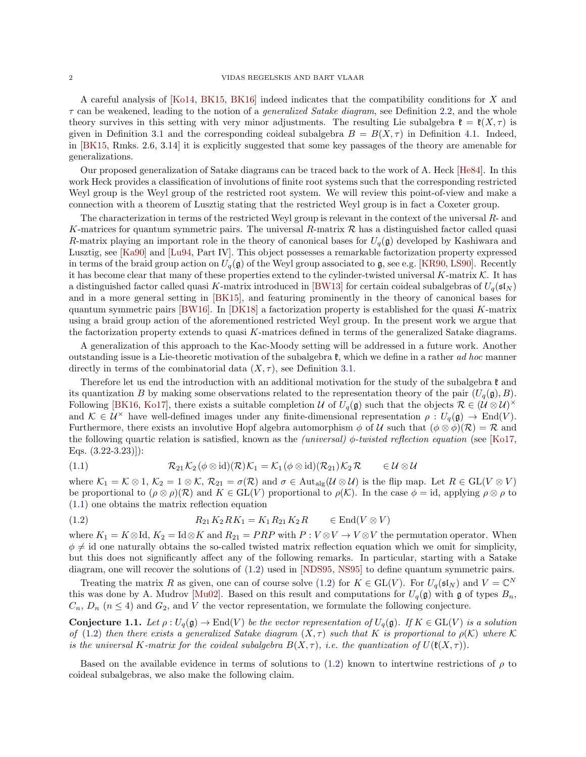A careful analysis of [Ko14, BK15, BK16] indeed indicates that the compatibility conditions for $X$ and $\tau$ can be weakened, leading to the notion of a *generalized Satake diagram*, see Definition 2.2, and the whole theory survives in this setting with very minor adjustments. The resulting Lie subalgebra $\mathfrak{k} = \mathfrak{k}(X, \tau)$ is given in Definition 3.1 and the corresponding coideal subalgebra $B = B(X, \tau)$ in Definition 4.1. Indeed, in [BK15, Rmks. 2.6, 3.14] it is explicitly suggested that some key passages of the theory are amenable for generalizations.

Our proposed generalization of Satake diagrams can be traced back to the work of A. Heck [He84]. In this work Heck provides a classification of involutions of finite root systems such that the corresponding restricted Weyl group is the Weyl group of the restricted root system. We will review this point-of-view and make a connection with a theorem of Lusztig stating that the restricted Weyl group is in fact a Coxeter group.

The characterization in terms of the restricted Weyl group is relevant in the context of the universal $R$- and $K$-matrices for quantum symmetric pairs. The universal $R$-matrix $\mathcal{R}$ has a distinguished factor called quasi $R$-matrix playing an important role in the theory of canonical bases for $U_q(\mathfrak{g})$ developed by Kashiwara and Lusztig, see [Ka90] and [Lu94, Part IV]. This object possesses a remarkable factorization property expressed in terms of the braid group action on $U_q(\mathfrak{g})$ of the Weyl group associated to $\mathfrak{g}$, see e.g. [KR90, LS90]. Recently it has become clear that many of these properties extend to the cylinder-twisted universal $K$-matrix $\mathcal{K}$. It has a distinguished factor called quasi $K$-matrix introduced in [BW13] for certain coideal subalgebras of $U_q(\mathfrak{sl}_N)$ and in a more general setting in [BK15], and featuring prominently in the theory of canonical bases for quantum symmetric pairs [BW16]. In [DK18] a factorization property is established for the quasi $K$-matrix using a braid group action of the aforementioned restricted Weyl group. In the present work we argue that the factorization property extends to quasi $K$-matrices defined in terms of the generalized Satake diagrams.

A generalization of this approach to the Kac-Moody setting will be addressed in a future work. Another outstanding issue is a Lie-theoretic motivation of the subalgebra $\mathfrak{k}$, which we define in a rather *ad hoc* manner directly in terms of the combinatorial data $(X, \tau)$, see Definition 3.1.

Therefore let us end the introduction with an additional motivation for the study of the subalgebra $\mathfrak{k}$ and its quantization $B$ by making some observations related to the representation theory of the pair $(U_q(\mathfrak{g}), B)$. Following [BK16, Ko17], there exists a suitable completion $\mathcal{U}$ of $U_q(\mathfrak{g})$ such that the objects $\mathcal{R} \in (\mathcal{U} \otimes \mathcal{U})^\times$ and $\mathcal{K} \in \mathcal{U}^\times$ have well-defined images under any finite-dimensional representation $\rho : U_q(\mathfrak{g}) \to \mathrm{End}(V)$. Furthermore, there exists an involutive Hopf algebra automorphism $\phi$ of $\mathcal{U}$ such that $(\phi \otimes \phi)(\mathcal{R}) = \mathcal{R}$ and the following quartic relation is satisfied, known as the *(universal) $\phi$-twisted reflection equation* (see [Ko17, Eqs. (3.22-3.23)]):

$$\mathcal{R}_{21}\,\mathcal{K}_2\,(\phi \otimes \mathrm{id})(\mathcal{R})\,\mathcal{K}_1 = \mathcal{K}_1\,(\phi \otimes \mathrm{id})(\mathcal{R}_{21})\,\mathcal{K}_2\,\mathcal{R} \qquad \in \mathcal{U} \otimes \mathcal{U} \tag{1.1}$$

where $\mathcal{K}_1 = \mathcal{K} \otimes 1$, $\mathcal{K}_2 = 1 \otimes \mathcal{K}$, $\mathcal{R}_{21} = \sigma(\mathcal{R})$ and $\sigma \in \mathrm{Aut}_{\mathrm{alg}}(\mathcal{U} \otimes \mathcal{U})$ is the flip map. Let $R \in \mathrm{GL}(V \otimes V)$ be proportional to $(\rho \otimes \rho)(\mathcal{R})$ and $K \in \mathrm{GL}(V)$ proportional to $\rho(\mathcal{K})$. In the case $\phi = \mathrm{id}$, applying $\rho \otimes \rho$ to (1.1) one obtains the matrix reflection equation

$$R_{21}\,K_2\,R\,K_1 = K_1\,R_{21}\,K_2\,R \qquad \in \mathrm{End}(V \otimes V) \tag{1.2}$$

where $K_1 = K \otimes \mathrm{Id}$, $K_2 = \mathrm{Id} \otimes K$ and $R_{21} = PRP$ with $P : V \otimes V \to V \otimes V$ the permutation operator. When $\phi \neq \mathrm{id}$ one naturally obtains the so-called twisted matrix reflection equation which we omit for simplicity, but this does not significantly affect any of the following remarks. In particular, starting with a Satake diagram, one will recover the solutions of (1.2) used in [NDS95, NS95] to define quantum symmetric pairs.

Treating the matrix $R$ as given, one can of course solve (1.2) for $K \in \mathrm{GL}(V)$. For $U_q(\mathfrak{sl}_N)$ and $V = \mathbb{C}^N$ this was done by A. Mudrov [Mu02]. Based on this result and computations for $U_q(\mathfrak{g})$ with $\mathfrak{g}$ of types $B_n$, $C_n$, $D_n$ ($n \leq 4$) and $G_2$, and $V$ the vector representation, we formulate the following conjecture.

**Conjecture 1.1.** *Let $\rho : U_q(\mathfrak{g}) \to \mathrm{End}(V)$ be the vector representation of $U_q(\mathfrak{g})$. If $K \in \mathrm{GL}(V)$ is a solution of (1.2) then there exists a generalized Satake diagram $(X, \tau)$ such that $K$ is proportional to $\rho(\mathcal{K})$ where $\mathcal{K}$ is the universal $K$-matrix for the coideal subalgebra $B(X, \tau)$, i.e. the quantization of $U(\mathfrak{k}(X, \tau))$.*

Based on the available evidence in terms of solutions to (1.2) known to intertwine restrictions of $\rho$ to coideal subalgebras, we also make the following claim.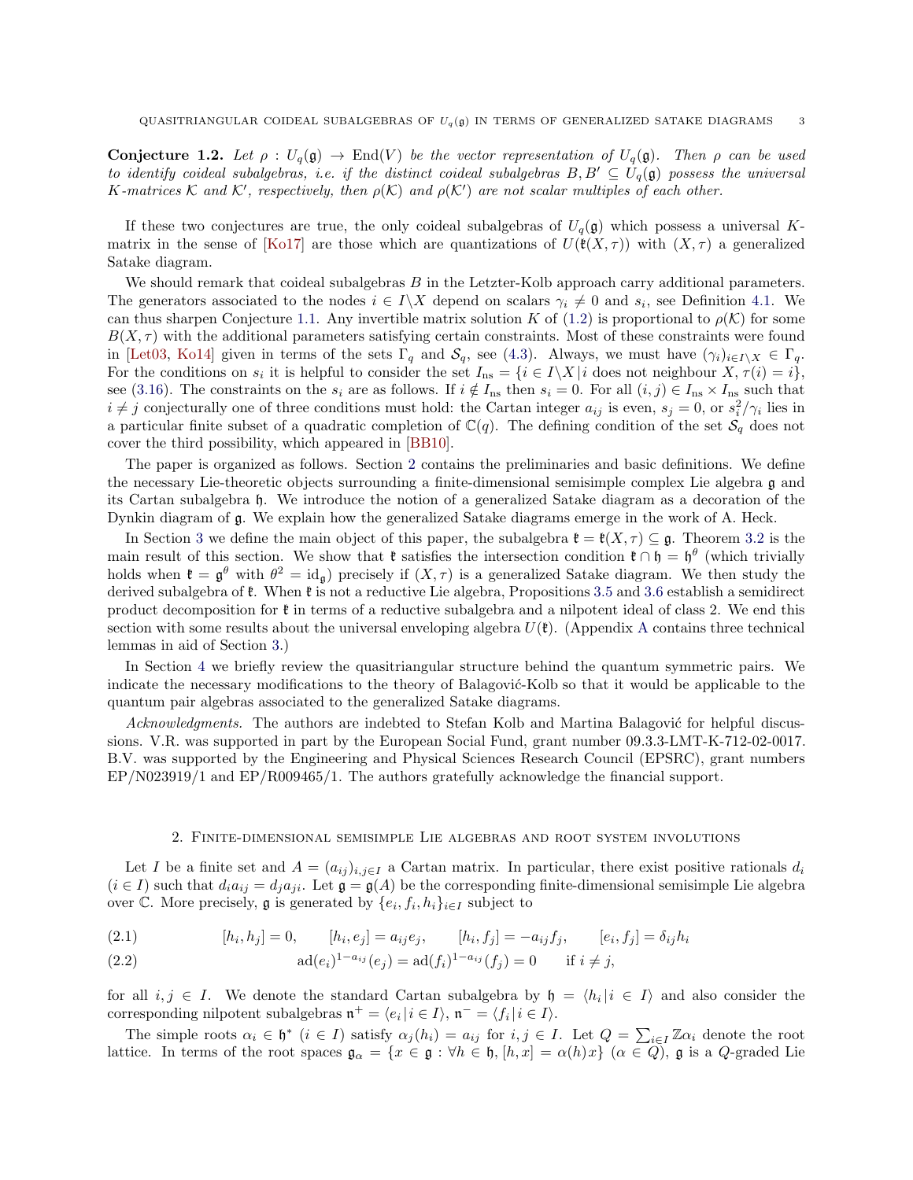**Conjecture 1.2.** *Let $\rho : U_q(\mathfrak{g}) \to \mathrm{End}(V)$ be the vector representation of $U_q(\mathfrak{g})$. Then $\rho$ can be used to identify coideal subalgebras, i.e. if the distinct coideal subalgebras $B, B' \subseteq U_q(\mathfrak{g})$ possess the universal $K$-matrices $\mathcal{K}$ and $\mathcal{K}'$, respectively, then $\rho(\mathcal{K})$ and $\rho(\mathcal{K}')$ are not scalar multiples of each other.*

If these two conjectures are true, the only coideal subalgebras of $U_q(\mathfrak{g})$ which possess a universal $K$-matrix in the sense of [Ko17] are those which are quantizations of $U(\mathfrak{k}(X, \tau))$ with $(X, \tau)$ a generalized Satake diagram.

We should remark that coideal subalgebras $B$ in the Letzter-Kolb approach carry additional parameters. The generators associated to the nodes $i \in I \backslash X$ depend on scalars $\gamma_i \neq 0$ and $s_i$, see Definition 4.1. We can thus sharpen Conjecture 1.1. Any invertible matrix solution $K$ of (1.2) is proportional to $\rho(\mathcal{K})$ for some $B(X, \tau)$ with the additional parameters satisfying certain constraints. Most of these constraints were found in [Let03, Ko14] given in terms of the sets $\Gamma_q$ and $\mathcal{S}_q$, see (4.3). Always, we must have $(\gamma_i)_{i \in I \backslash X} \in \Gamma_q$. For the conditions on $s_i$ it is helpful to consider the set $I_{\mathrm{ns}} = \{i \in I \backslash X \,|\, i \text{ does not neighbour } X, \tau(i) = i\}$, see (3.16). The constraints on the $s_i$ are as follows. If $i \notin I_{\mathrm{ns}}$ then $s_i = 0$. For all $(i, j) \in I_{\mathrm{ns}} \times I_{\mathrm{ns}}$ such that $i \neq j$ conjecturally one of three conditions must hold: the Cartan integer $a_{ij}$ is even, $s_j = 0$, or $s_i^2/\gamma_i$ lies in a particular finite subset of a quadratic completion of $\mathbb{C}(q)$. The defining condition of the set $\mathcal{S}_q$ does not cover the third possibility, which appeared in [BB10].

The paper is organized as follows. Section 2 contains the preliminaries and basic definitions. We define the necessary Lie-theoretic objects surrounding a finite-dimensional semisimple complex Lie algebra $\mathfrak{g}$ and its Cartan subalgebra $\mathfrak{h}$. We introduce the notion of a generalized Satake diagram as a decoration of the Dynkin diagram of $\mathfrak{g}$. We explain how the generalized Satake diagrams emerge in the work of A. Heck.

In Section 3 we define the main object of this paper, the subalgebra $\mathfrak{k} = \mathfrak{k}(X, \tau) \subseteq \mathfrak{g}$. Theorem 3.2 is the main result of this section. We show that $\mathfrak{k}$ satisfies the intersection condition $\mathfrak{k} \cap \mathfrak{h} = \mathfrak{h}^\theta$ (which trivially holds when $\mathfrak{k} = \mathfrak{g}^\theta$ with $\theta^2 = \mathrm{id}_{\mathfrak{g}}$) precisely if $(X, \tau)$ is a generalized Satake diagram. We then study the derived subalgebra of $\mathfrak{k}$. When $\mathfrak{k}$ is not a reductive Lie algebra, Propositions 3.5 and 3.6 establish a semidirect product decomposition for $\mathfrak{k}$ in terms of a reductive subalgebra and a nilpotent ideal of class 2. We end this section with some results about the universal enveloping algebra $U(\mathfrak{k})$. (Appendix A contains three technical lemmas in aid of Section 3.)

In Section 4 we briefly review the quasitriangular structure behind the quantum symmetric pairs. We indicate the necessary modifications to the theory of Balagović-Kolb so that it would be applicable to the quantum pair algebras associated to the generalized Satake diagrams.

*Acknowledgments.* The authors are indebted to Stefan Kolb and Martina Balagović for helpful discussions. V.R. was supported in part by the European Social Fund, grant number 09.3.3-LMT-K-712-02-0017. B.V. was supported by the Engineering and Physical Sciences Research Council (EPSRC), grant numbers EP/N023919/1 and EP/R009465/1. The authors gratefully acknowledge the financial support.

## 2. Finite-dimensional semisimple Lie algebras and root system involutions

Let $I$ be a finite set and $A = (a_{ij})_{i,j \in I}$ a Cartan matrix. In particular, there exist positive rationals $d_i$ ($i \in I$) such that $d_i a_{ij} = d_j a_{ji}$. Let $\mathfrak{g} = \mathfrak{g}(A)$ be the corresponding finite-dimensional semisimple Lie algebra over $\mathbb{C}$. More precisely, $\mathfrak{g}$ is generated by $\{e_i, f_i, h_i\}_{i \in I}$ subject to

$$[h_i, h_j] = 0, \qquad [h_i, e_j] = a_{ij} e_j, \qquad [h_i, f_j] = -a_{ij} f_j, \qquad [e_i, f_j] = \delta_{ij} h_i \tag{2.1}$$

$$\mathrm{ad}(e_i)^{1 - a_{ij}}(e_j) = \mathrm{ad}(f_i)^{1 - a_{ij}}(f_j) = 0 \qquad \text{if } i \neq j, \tag{2.2}$$

for all $i, j \in I$. We denote the standard Cartan subalgebra by $\mathfrak{h} = \langle h_i \,|\, i \in I \rangle$ and also consider the corresponding nilpotent subalgebras $\mathfrak{n}^+ = \langle e_i \,|\, i \in I \rangle$, $\mathfrak{n}^- = \langle f_i \,|\, i \in I \rangle$.

The simple roots $\alpha_i \in \mathfrak{h}^*$ ($i \in I$) satisfy $\alpha_j(h_i) = a_{ij}$ for $i, j \in I$. Let $Q = \sum_{i \in I} \mathbb{Z} \alpha_i$ denote the root lattice. In terms of the root spaces $\mathfrak{g}_\alpha = \{x \in \mathfrak{g} : \forall h \in \mathfrak{h}, [h, x] = \alpha(h) x\}$ ($\alpha \in Q$), $\mathfrak{g}$ is a $Q$-graded Lie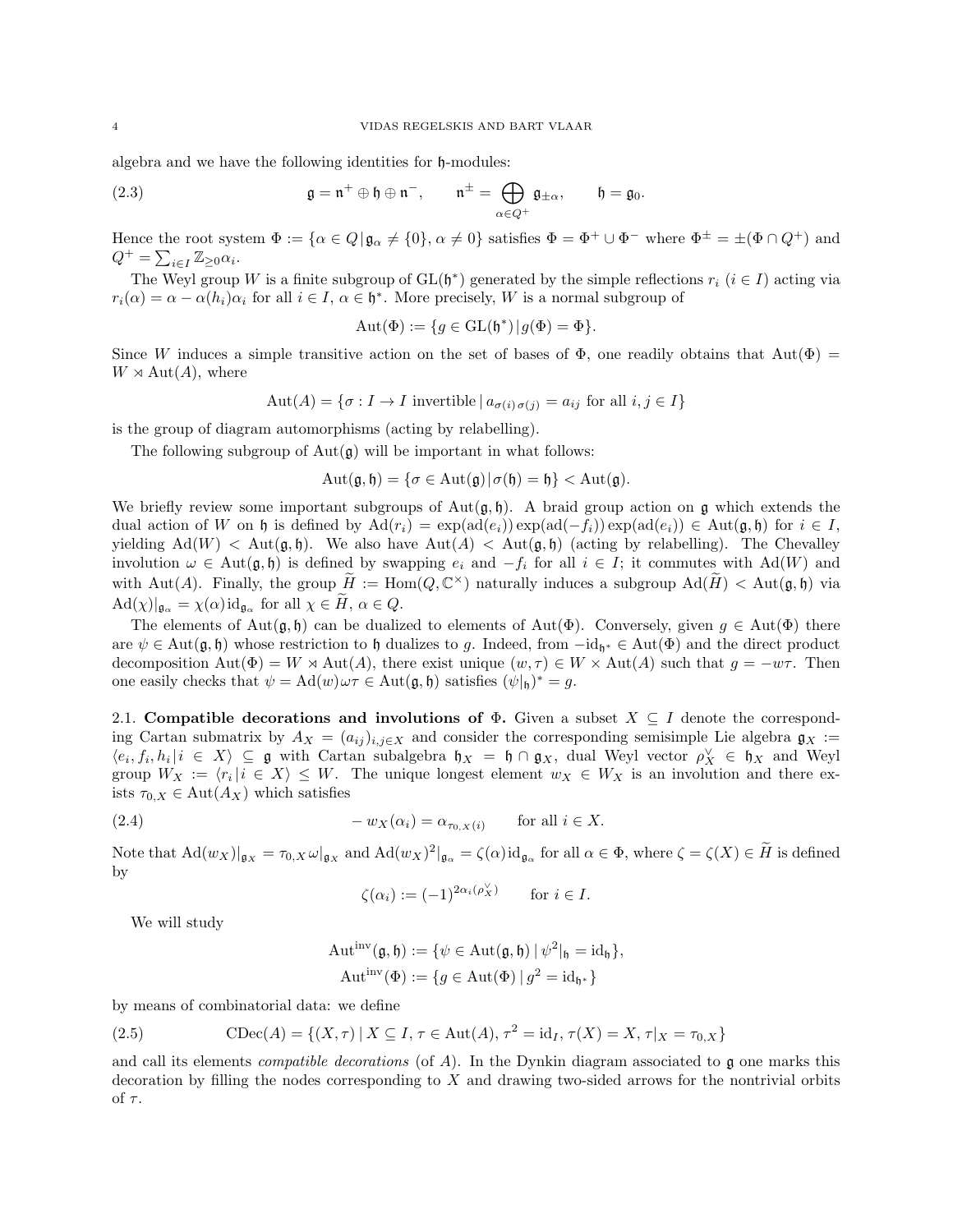algebra and we have the following identities for $\mathfrak{h}$-modules:

$$\mathfrak{g} = \mathfrak{n}^+ \oplus \mathfrak{h} \oplus \mathfrak{n}^-, \qquad \mathfrak{n}^\pm = \bigoplus_{\alpha \in Q^+} \mathfrak{g}_{\pm\alpha}, \qquad \mathfrak{h} = \mathfrak{g}_0. \tag{2.3}$$

Hence the root system $\Phi := \{\alpha \in Q \,|\, \mathfrak{g}_\alpha \neq \{0\}, \alpha \neq 0\}$ satisfies $\Phi = \Phi^+ \cup \Phi^-$ where $\Phi^\pm = \pm(\Phi \cap Q^+)$ and $Q^+ = \sum_{i \in I} \mathbb{Z}_{\geq 0} \alpha_i$.

The Weyl group $W$ is a finite subgroup of $\mathrm{GL}(\mathfrak{h}^*)$ generated by the simple reflections $r_i$ ($i \in I$) acting via $r_i(\alpha) = \alpha - \alpha(h_i)\alpha_i$ for all $i \in I$, $\alpha \in \mathfrak{h}^*$. More precisely, $W$ is a normal subgroup of

$$\mathrm{Aut}(\Phi) := \{g \in \mathrm{GL}(\mathfrak{h}^*) \,|\, g(\Phi) = \Phi\}.$$

Since $W$ induces a simple transitive action on the set of bases of $\Phi$, one readily obtains that $\mathrm{Aut}(\Phi) = W \rtimes \mathrm{Aut}(A)$, where

$$\mathrm{Aut}(A) = \{\sigma : I \to I \text{ invertible} \,|\, a_{\sigma(i)\,\sigma(j)} = a_{ij} \text{ for all } i, j \in I\}$$

is the group of diagram automorphisms (acting by relabelling).

The following subgroup of $\mathrm{Aut}(\mathfrak{g})$ will be important in what follows:

$$\mathrm{Aut}(\mathfrak{g}, \mathfrak{h}) = \{\sigma \in \mathrm{Aut}(\mathfrak{g}) \,|\, \sigma(\mathfrak{h}) = \mathfrak{h}\} < \mathrm{Aut}(\mathfrak{g}).$$

We briefly review some important subgroups of $\mathrm{Aut}(\mathfrak{g}, \mathfrak{h})$. A braid group action on $\mathfrak{g}$ which extends the dual action of $W$ on $\mathfrak{h}$ is defined by $\mathrm{Ad}(r_i) = \exp(\mathrm{ad}(e_i))\exp(\mathrm{ad}(-f_i))\exp(\mathrm{ad}(e_i)) \in \mathrm{Aut}(\mathfrak{g}, \mathfrak{h})$ for $i \in I$, yielding $\mathrm{Ad}(W) < \mathrm{Aut}(\mathfrak{g}, \mathfrak{h})$. We also have $\mathrm{Aut}(A) < \mathrm{Aut}(\mathfrak{g}, \mathfrak{h})$ (acting by relabelling). The Chevalley involution $\omega \in \mathrm{Aut}(\mathfrak{g}, \mathfrak{h})$ is defined by swapping $e_i$ and $-f_i$ for all $i \in I$; it commutes with $\mathrm{Ad}(W)$ and with $\mathrm{Aut}(A)$. Finally, the group $\widetilde{H} := \mathrm{Hom}(Q, \mathbb{C}^\times)$ naturally induces a subgroup $\mathrm{Ad}(\widetilde{H}) < \mathrm{Aut}(\mathfrak{g}, \mathfrak{h})$ via $\mathrm{Ad}(\chi)|_{\mathfrak{g}_\alpha} = \chi(\alpha)\mathrm{id}_{\mathfrak{g}_\alpha}$ for all $\chi \in \widetilde{H}$, $\alpha \in Q$.

The elements of $\mathrm{Aut}(\mathfrak{g}, \mathfrak{h})$ can be dualized to elements of $\mathrm{Aut}(\Phi)$. Conversely, given $g \in \mathrm{Aut}(\Phi)$ there are $\psi \in \mathrm{Aut}(\mathfrak{g}, \mathfrak{h})$ whose restriction to $\mathfrak{h}$ dualizes to $g$. Indeed, from $-\mathrm{id}_{\mathfrak{h}^*} \in \mathrm{Aut}(\Phi)$ and the direct product decomposition $\mathrm{Aut}(\Phi) = W \rtimes \mathrm{Aut}(A)$, there exist unique $(w, \tau) \in W \times \mathrm{Aut}(A)$ such that $g = -w\tau$. Then one easily checks that $\psi = \mathrm{Ad}(w)\omega\tau \in \mathrm{Aut}(\mathfrak{g}, \mathfrak{h})$ satisfies $(\psi|_\mathfrak{h})^* = g$.

### 2.1. Compatible decorations and involutions of $\Phi$.

Given a subset $X \subseteq I$ denote the corresponding Cartan submatrix by $A_X = (a_{ij})_{i,j \in X}$ and consider the corresponding semisimple Lie algebra $\mathfrak{g}_X := \langle e_i, f_i, h_i \,|\, i \in X\rangle \subseteq \mathfrak{g}$ with Cartan subalgebra $\mathfrak{h}_X = \mathfrak{h} \cap \mathfrak{g}_X$, dual Weyl vector $\rho_X^\vee \in \mathfrak{h}_X$ and Weyl group $W_X := \langle r_i \,|\, i \in X\rangle \leq W$. The unique longest element $w_X \in W_X$ is an involution and there exists $\tau_{0,X} \in \mathrm{Aut}(A_X)$ which satisfies

$$-w_X(\alpha_i) = \alpha_{\tau_{0,X}(i)} \qquad \text{for all } i \in X. \tag{2.4}$$

Note that $\mathrm{Ad}(w_X)|_{\mathfrak{g}_X} = \tau_{0,X}\,\omega|_{\mathfrak{g}_X}$ and $\mathrm{Ad}(w_X)^2|_{\mathfrak{g}_\alpha} = \zeta(\alpha)\mathrm{id}_{\mathfrak{g}_\alpha}$ for all $\alpha \in \Phi$, where $\zeta = \zeta(X) \in \widetilde{H}$ is defined by

$$\zeta(\alpha_i) := (-1)^{2\alpha_i(\rho_X^\vee)} \qquad \text{for } i \in I.$$

We will study

$$\mathrm{Aut}^{\mathrm{inv}}(\mathfrak{g}, \mathfrak{h}) := \{\psi \in \mathrm{Aut}(\mathfrak{g}, \mathfrak{h}) \,|\, \psi^2|_\mathfrak{h} = \mathrm{id}_\mathfrak{h}\},$$
$$\mathrm{Aut}^{\mathrm{inv}}(\Phi) := \{g \in \mathrm{Aut}(\Phi) \,|\, g^2 = \mathrm{id}_{\mathfrak{h}^*}\}$$

by means of combinatorial data: we define

$$\mathrm{CDec}(A) = \{(X, \tau) \,|\, X \subseteq I,\, \tau \in \mathrm{Aut}(A),\, \tau^2 = \mathrm{id}_I,\, \tau(X) = X,\, \tau|_X = \tau_{0,X}\} \tag{2.5}$$

and call its elements *compatible decorations* (of $A$). In the Dynkin diagram associated to $\mathfrak{g}$ one marks this decoration by filling the nodes corresponding to $X$ and drawing two-sided arrows for the nontrivial orbits of $\tau$.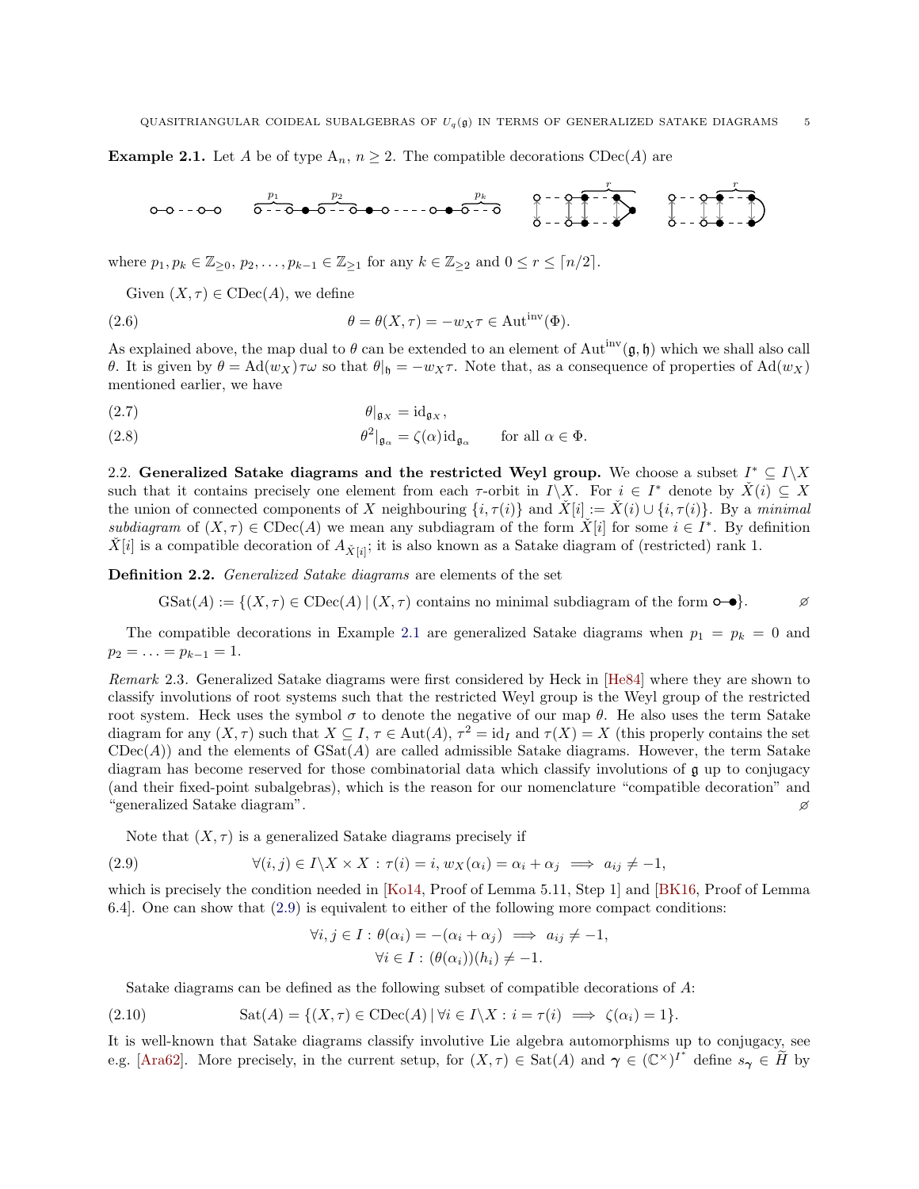**Example 2.1.** Let $A$ be of type $\mathrm{A}_n$, $n \geq 2$. The compatible decorations $\mathrm{CDec}(A)$ are

where $p_1, p_k \in \mathbb{Z}_{\geq 0}$, $p_2, \ldots, p_{k-1} \in \mathbb{Z}_{\geq 1}$ for any $k \in \mathbb{Z}_{\geq 2}$ and $0 \leq r \leq \lceil n/2 \rceil$.

Given $(X, \tau) \in \mathrm{CDec}(A)$, we define

$$\theta = \theta(X, \tau) = -w_X \tau \in \mathrm{Aut}^{\mathrm{inv}}(\Phi). \tag{2.6}$$

As explained above, the map dual to $\theta$ can be extended to an element of $\mathrm{Aut}^{\mathrm{inv}}(\mathfrak{g}, \mathfrak{h})$ which we shall also call $\theta$. It is given by $\theta = \mathrm{Ad}(w_X)\tau\omega$ so that $\theta|_{\mathfrak{h}} = -w_X\tau$. Note that, as a consequence of properties of $\mathrm{Ad}(w_X)$ mentioned earlier, we have

$$\theta|_{\mathfrak{g}_X} = \mathrm{id}_{\mathfrak{g}_X}, \tag{2.7}$$

$$\theta^2|_{\mathfrak{g}_\alpha} = \zeta(\alpha)\mathrm{id}_{\mathfrak{g}_\alpha} \qquad \text{for all } \alpha \in \Phi. \tag{2.8}$$

2.2. **Generalized Satake diagrams and the restricted Weyl group.** We choose a subset $I^* \subseteq I\backslash X$ such that it contains precisely one element from each $\tau$-orbit in $I\backslash X$. For $i \in I^*$ denote by $\check{X}(i) \subseteq X$ the union of connected components of $X$ neighbouring $\{i, \tau(i)\}$ and $\check{X}[i] := \check{X}(i) \cup \{i, \tau(i)\}$. By a *minimal subdiagram* of $(X, \tau) \in \mathrm{CDec}(A)$ we mean any subdiagram of the form $\check{X}[i]$ for some $i \in I^*$. By definition $\check{X}[i]$ is a compatible decoration of $A_{\check{X}[i]}$; it is also known as a Satake diagram of (restricted) rank 1.

**Definition 2.2.** *Generalized Satake diagrams* are elements of the set

$$\mathrm{GSat}(A) := \{(X, \tau) \in \mathrm{CDec}(A) \,|\, (X, \tau) \text{ contains no minimal subdiagram of the form } \circ\!\!-\!\!\bullet\}.$$

The compatible decorations in Example 2.1 are generalized Satake diagrams when $p_1 = p_k = 0$ and $p_2 = \ldots = p_{k-1} = 1$.

*Remark* 2.3. Generalized Satake diagrams were first considered by Heck in [He84] where they are shown to classify involutions of root systems such that the restricted Weyl group is the Weyl group of the restricted root system. Heck uses the symbol $\sigma$ to denote the negative of our map $\theta$. He also uses the term Satake diagram for any $(X, \tau)$ such that $X \subseteq I$, $\tau \in \mathrm{Aut}(A)$, $\tau^2 = \mathrm{id}_I$ and $\tau(X) = X$ (this properly contains the set $\mathrm{CDec}(A)$) and the elements of $\mathrm{GSat}(A)$ are called admissible Satake diagrams. However, the term Satake diagram has become reserved for those combinatorial data which classify involutions of $\mathfrak{g}$ up to conjugacy (and their fixed-point subalgebras), which is the reason for our nomenclature "compatible decoration" and "generalized Satake diagram".

Note that $(X, \tau)$ is a generalized Satake diagrams precisely if

$$\forall (i,j) \in I\backslash X \times X : \tau(i) = i,\, w_X(\alpha_i) = \alpha_i + \alpha_j \implies a_{ij} \neq -1, \tag{2.9}$$

which is precisely the condition needed in [Ko14, Proof of Lemma 5.11, Step 1] and [BK16, Proof of Lemma 6.4]. One can show that (2.9) is equivalent to either of the following more compact conditions:

$$\forall i, j \in I : \theta(\alpha_i) = -(\alpha_i + \alpha_j) \implies a_{ij} \neq -1,$$
$$\forall i \in I : (\theta(\alpha_i))(h_i) \neq -1.$$

Satake diagrams can be defined as the following subset of compatible decorations of $A$:

$$\mathrm{Sat}(A) = \{(X, \tau) \in \mathrm{CDec}(A) \,|\, \forall i \in I\backslash X : i = \tau(i) \implies \zeta(\alpha_i) = 1\}. \tag{2.10}$$

It is well-known that Satake diagrams classify involutive Lie algebra automorphisms up to conjugacy, see e.g. [Ara62]. More precisely, in the current setup, for $(X, \tau) \in \mathrm{Sat}(A)$ and $\boldsymbol{\gamma} \in (\mathbb{C}^\times)^{I^*}$ define $s_{\boldsymbol{\gamma}} \in \widetilde{H}$ by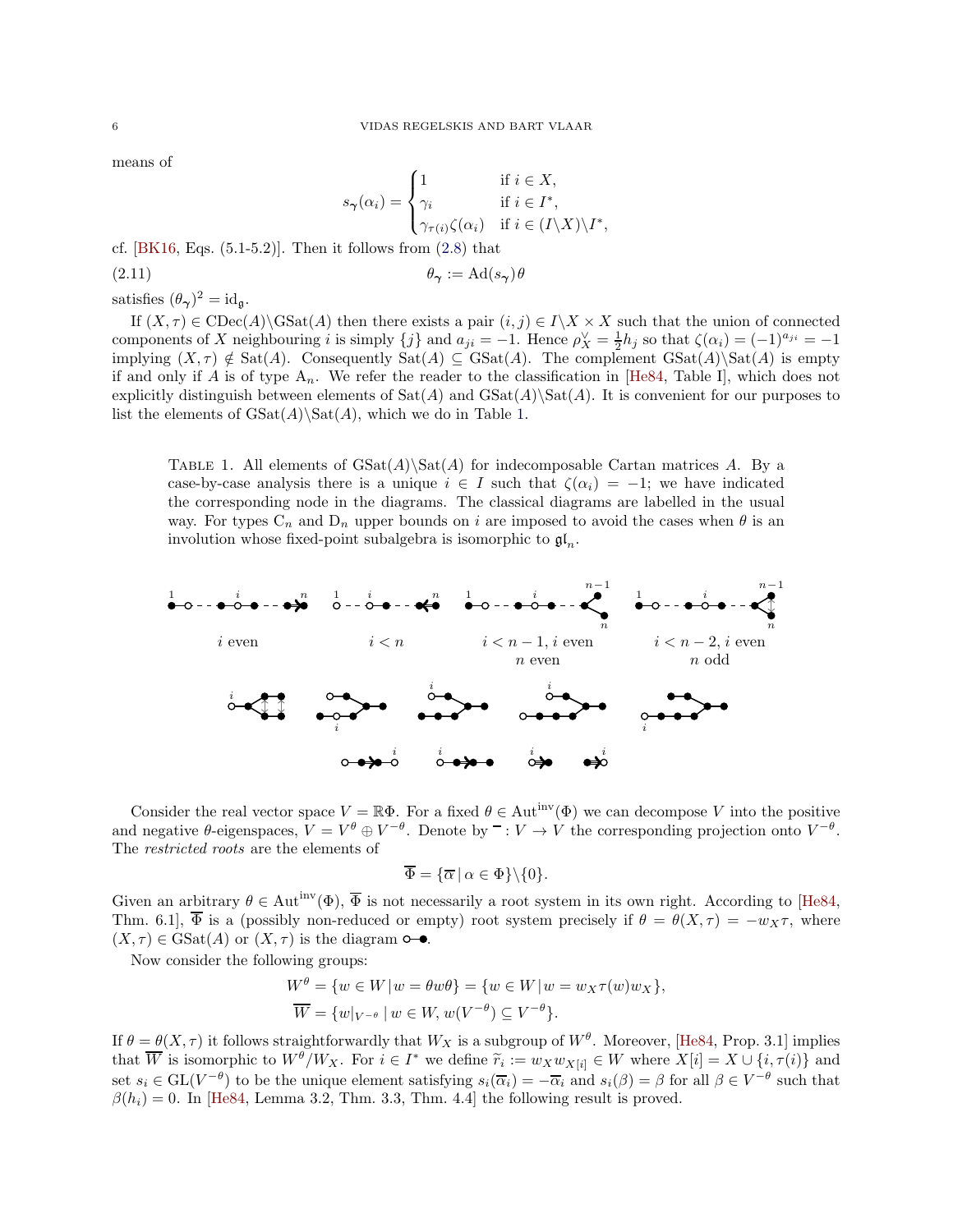means of

$$s_{\boldsymbol{\gamma}}(\alpha_i) = \begin{cases} 1 & \text{if } i \in X, \\ \gamma_i & \text{if } i \in I^*, \\ \gamma_{\tau(i)}\zeta(\alpha_i) & \text{if } i \in (I\backslash X)\backslash I^*, \end{cases}$$

cf. [BK16, Eqs. (5.1-5.2)]. Then it follows from (2.8) that

$$\theta_{\boldsymbol{\gamma}} := \mathrm{Ad}(s_{\boldsymbol{\gamma}})\theta \tag{2.11}$$

satisfies $(\theta_{\boldsymbol{\gamma}})^2 = \mathrm{id}_{\mathfrak{g}}$.

If $(X,\tau) \in \mathrm{CDec}(A)\backslash\mathrm{GSat}(A)$ then there exists a pair $(i,j) \in I\backslash X \times X$ such that the union of connected components of $X$ neighbouring $i$ is simply $\{j\}$ and $a_{ji} = -1$. Hence $\rho_X^\vee = \frac{1}{2}h_j$ so that $\zeta(\alpha_i) = (-1)^{a_{ji}} = -1$ implying $(X,\tau) \notin \mathrm{Sat}(A)$. Consequently $\mathrm{Sat}(A) \subseteq \mathrm{GSat}(A)$. The complement $\mathrm{GSat}(A)\backslash\mathrm{Sat}(A)$ is empty if and only if $A$ is of type $\mathrm{A}_n$. We refer the reader to the classification in [He84, Table I], which does not explicitly distinguish between elements of $\mathrm{Sat}(A)$ and $\mathrm{GSat}(A)\backslash\mathrm{Sat}(A)$. It is convenient for our purposes to list the elements of $\mathrm{GSat}(A)\backslash\mathrm{Sat}(A)$, which we do in Table 1.

Table 1. All elements of $\mathrm{GSat}(A)\backslash\mathrm{Sat}(A)$ for indecomposable Cartan matrices $A$. By a case-by-case analysis there is a unique $i \in I$ such that $\zeta(\alpha_i) = -1$; we have indicated the corresponding node in the diagrams. The classical diagrams are labelled in the usual way. For types $\mathrm{C}_n$ and $\mathrm{D}_n$ upper bounds on $i$ are imposed to avoid the cases when $\theta$ is an involution whose fixed-point subalgebra is isomorphic to $\mathfrak{gl}_n$.

| | | | |
|---|---|---|---|
| $i$ even | $i < n$ | $i < n-1$, $i$ even, $n$ even | $i < n-2$, $i$ even, $n$ odd |

Consider the real vector space $V = \mathbb{R}\Phi$. For a fixed $\theta \in \mathrm{Aut}^{\mathrm{inv}}(\Phi)$ we can decompose $V$ into the positive and negative $\theta$-eigenspaces, $V = V^\theta \oplus V^{-\theta}$. Denote by $\overline{\phantom{x}} : V \to V$ the corresponding projection onto $V^{-\theta}$. The *restricted roots* are the elements of

$$\overline{\Phi} = \{\overline{\alpha} \,|\, \alpha \in \Phi\}\backslash\{0\}.$$

Given an arbitrary $\theta \in \mathrm{Aut}^{\mathrm{inv}}(\Phi)$, $\overline{\Phi}$ is not necessarily a root system in its own right. According to [He84, Thm. 6.1], $\overline{\Phi}$ is a (possibly non-reduced or empty) root system precisely if $\theta = \theta(X,\tau) = -w_X\tau$, where $(X,\tau) \in \mathrm{GSat}(A)$ or $(X,\tau)$ is the diagram ○—●.

Now consider the following groups:

$$W^\theta = \{w \in W \,|\, w = \theta w \theta\} = \{w \in W \,|\, w = w_X\tau(w)w_X\},$$
$$\overline{W} = \{w|_{V^{-\theta}} \,|\, w \in W,\, w(V^{-\theta}) \subseteq V^{-\theta}\}.$$

If $\theta = \theta(X,\tau)$ it follows straightforwardly that $W_X$ is a subgroup of $W^\theta$. Moreover, [He84, Prop. 3.1] implies that $\overline{W}$ is isomorphic to $W^\theta/W_X$. For $i \in I^*$ we define $\widetilde{r}_i := w_X w_{X[i]} \in W$ where $X[i] = X \cup \{i,\tau(i)\}$ and set $s_i \in \mathrm{GL}(V^{-\theta})$ to be the unique element satisfying $s_i(\overline{\alpha}_i) = -\overline{\alpha}_i$ and $s_i(\beta) = \beta$ for all $\beta \in V^{-\theta}$ such that $\beta(h_i) = 0$. In [He84, Lemma 3.2, Thm. 3.3, Thm. 4.4] the following result is proved.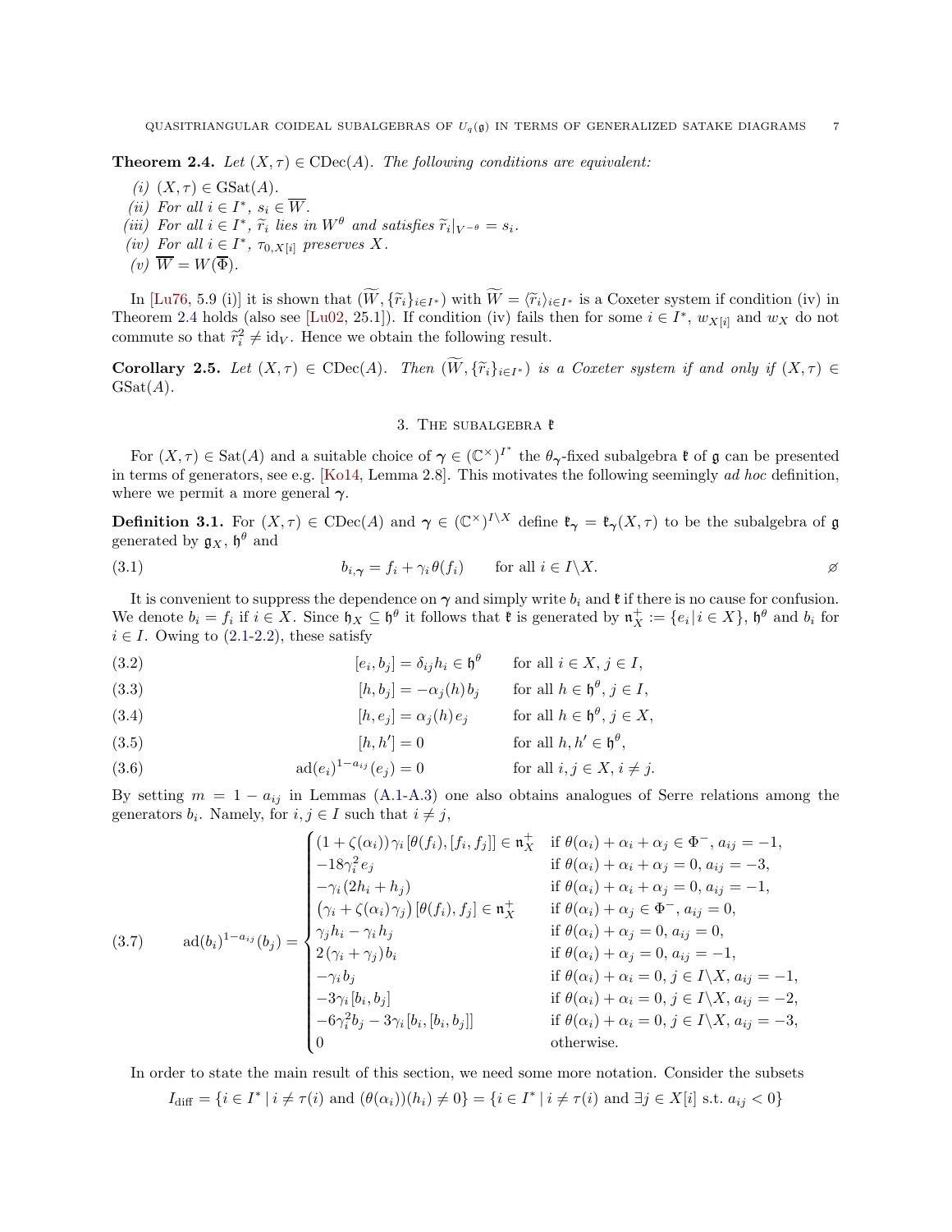**Theorem 2.4.** *Let $(X,\tau) \in \mathrm{CDec}(A)$. The following conditions are equivalent:*

*(i)* $(X,\tau) \in \mathrm{GSat}(A)$.

*(ii) For all $i \in I^*$, $s_i \in \overline{W}$.*

*(iii) For all $i \in I^*$, $\widetilde{r}_i$ lies in $W^\theta$ and satisfies $\widetilde{r}_i|_{V^{-\theta}} = s_i$.*

*(iv) For all $i \in I^*$, $\tau_{0,X[i]}$ preserves $X$.*

*(v)* $\overline{W} = W(\overline{\Phi})$.

In [Lu76, 5.9 (i)] it is shown that $(\widetilde{W}, \{\widetilde{r}_i\}_{i\in I^*})$ with $\widetilde{W} = \langle \widetilde{r}_i \rangle_{i\in I^*}$ is a Coxeter system if condition (iv) in Theorem 2.4 holds (also see [Lu02, 25.1]). If condition (iv) fails then for some $i \in I^*$, $w_{X[i]}$ and $w_X$ do not commute so that $\widetilde{r}_i^2 \neq \mathrm{id}_V$. Hence we obtain the following result.

**Corollary 2.5.** *Let $(X,\tau) \in \mathrm{CDec}(A)$. Then $(\widetilde{W}, \{\widetilde{r}_i\}_{i\in I^*})$ is a Coxeter system if and only if $(X,\tau) \in \mathrm{GSat}(A)$.*

## 3. The subalgebra $\mathfrak{k}$

For $(X,\tau) \in \mathrm{Sat}(A)$ and a suitable choice of $\boldsymbol{\gamma} \in (\mathbb{C}^\times)^{I^*}$ the $\theta_{\boldsymbol{\gamma}}$-fixed subalgebra $\mathfrak{k}$ of $\mathfrak{g}$ can be presented in terms of generators, see e.g. [Ko14, Lemma 2.8]. This motivates the following seemingly *ad hoc* definition, where we permit a more general $\boldsymbol{\gamma}$.

**Definition 3.1.** For $(X,\tau) \in \mathrm{CDec}(A)$ and $\boldsymbol{\gamma} \in (\mathbb{C}^\times)^{I\backslash X}$ define $\mathfrak{k}_{\boldsymbol{\gamma}} = \mathfrak{k}_{\boldsymbol{\gamma}}(X,\tau)$ to be the subalgebra of $\mathfrak{g}$ generated by $\mathfrak{g}_X$, $\mathfrak{h}^\theta$ and

$$b_{i,\boldsymbol{\gamma}} = f_i + \gamma_i \theta(f_i) \qquad \text{for all } i \in I\backslash X. \tag{3.1}$$

$\varnothing$

It is convenient to suppress the dependence on $\boldsymbol{\gamma}$ and simply write $b_i$ and $\mathfrak{k}$ if there is no cause for confusion. We denote $b_i = f_i$ if $i \in X$. Since $\mathfrak{h}_X \subseteq \mathfrak{h}^\theta$ it follows that $\mathfrak{k}$ is generated by $\mathfrak{n}_X^+ := \{e_i \,|\, i \in X\}$, $\mathfrak{h}^\theta$ and $b_i$ for $i \in I$. Owing to (2.1-2.2), these satisfy

$$[e_i, b_j] = \delta_{ij} h_i \in \mathfrak{h}^\theta \qquad \text{for all } i \in X, j \in I, \tag{3.2}$$

$$[h, b_j] = -\alpha_j(h) b_j \qquad \text{for all } h \in \mathfrak{h}^\theta, j \in I, \tag{3.3}$$

$$[h, e_j] = \alpha_j(h) e_j \qquad \text{for all } h \in \mathfrak{h}^\theta, j \in X, \tag{3.4}$$

$$[h, h'] = 0 \qquad \text{for all } h, h' \in \mathfrak{h}^\theta, \tag{3.5}$$

$$\mathrm{ad}(e_i)^{1-a_{ij}}(e_j) = 0 \qquad \text{for all } i, j \in X, i \neq j. \tag{3.6}$$

By setting $m = 1 - a_{ij}$ in Lemmas (A.1-A.3) one also obtains analogues of Serre relations among the generators $b_i$. Namely, for $i, j \in I$ such that $i \neq j$,

$$\mathrm{ad}(b_i)^{1-a_{ij}}(b_j) = \begin{cases} (1+\zeta(\alpha_i))\gamma_i [\theta(f_i), [f_i, f_j]] \in \mathfrak{n}_X^+ & \text{if } \theta(\alpha_i) + \alpha_i + \alpha_j \in \Phi^-, a_{ij} = -1, \\ -18\gamma_i^2 e_j & \text{if } \theta(\alpha_i) + \alpha_i + \alpha_j = 0, a_{ij} = -3, \\ -\gamma_i(2h_i + h_j) & \text{if } \theta(\alpha_i) + \alpha_i + \alpha_j = 0, a_{ij} = -1, \\ \left(\gamma_i + \zeta(\alpha_i)\gamma_j\right)[\theta(f_i), f_j] \in \mathfrak{n}_X^+ & \text{if } \theta(\alpha_i) + \alpha_j \in \Phi^-, a_{ij} = 0, \\ \gamma_j h_i - \gamma_i h_j & \text{if } \theta(\alpha_i) + \alpha_j = 0, a_{ij} = 0, \\ 2(\gamma_i + \gamma_j) b_i & \text{if } \theta(\alpha_i) + \alpha_j = 0, a_{ij} = -1, \\ -\gamma_i b_j & \text{if } \theta(\alpha_i) + \alpha_i = 0, j \in I\backslash X, a_{ij} = -1, \\ -3\gamma_i [b_i, b_j] & \text{if } \theta(\alpha_i) + \alpha_i = 0, j \in I\backslash X, a_{ij} = -2, \\ -6\gamma_i^2 b_j - 3\gamma_i [b_i, [b_i, b_j]] & \text{if } \theta(\alpha_i) + \alpha_i = 0, j \in I\backslash X, a_{ij} = -3, \\ 0 & \text{otherwise.} \end{cases} \tag{3.7}$$

In order to state the main result of this section, we need some more notation. Consider the subsets

$$I_{\mathrm{diff}} = \{i \in I^* \,|\, i \neq \tau(i) \text{ and } (\theta(\alpha_i))(h_i) \neq 0\} = \{i \in I^* \,|\, i \neq \tau(i) \text{ and } \exists j \in X[i] \text{ s.t. } a_{ij} < 0\}$$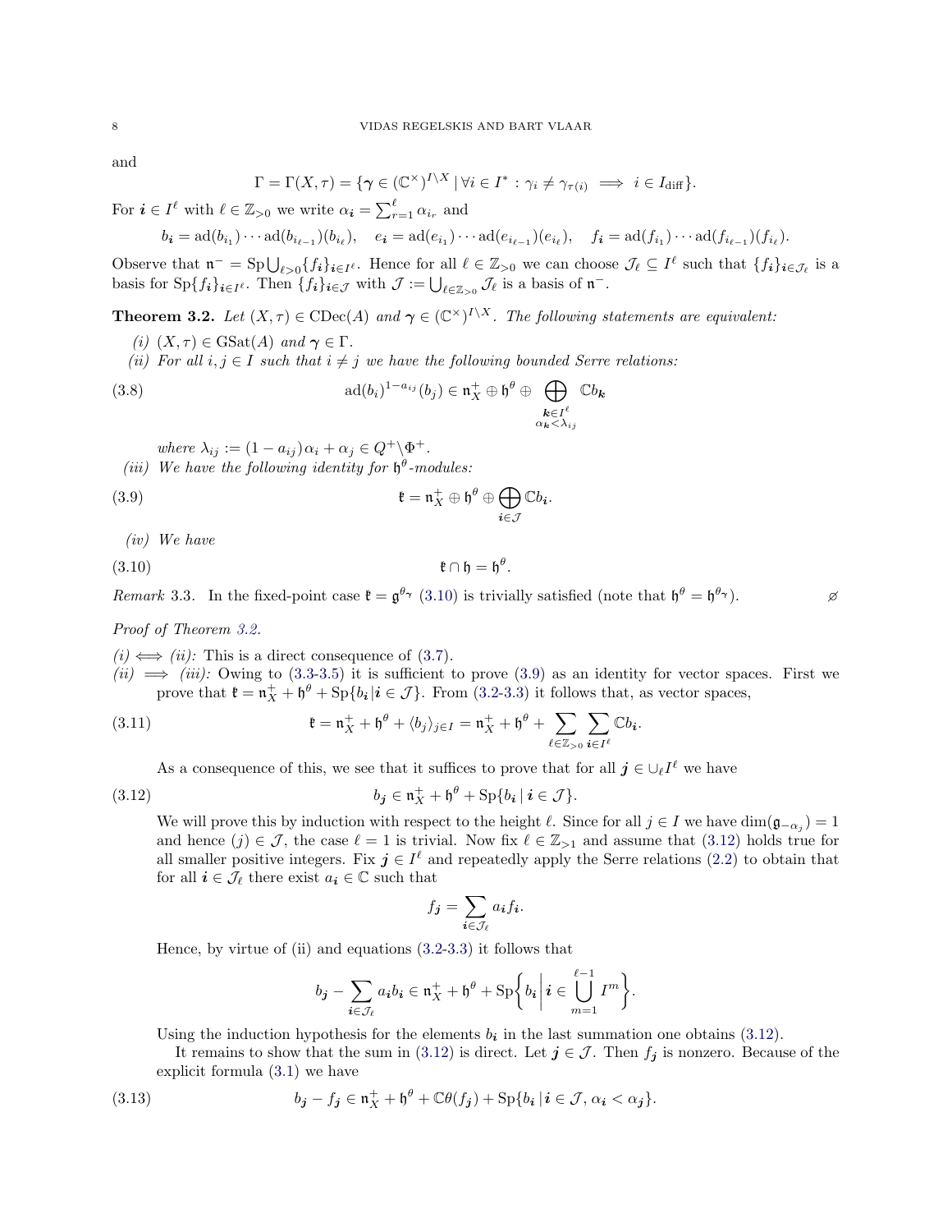and

$$\Gamma = \Gamma(X,\tau) = \{\boldsymbol{\gamma} \in (\mathbb{C}^\times)^{I\setminus X} \mid \forall i \in I^* : \gamma_i \neq \gamma_{\tau(i)} \implies i \in I_{\rm diff}\}.$$

For $\boldsymbol{i} \in I^\ell$ with $\ell \in \mathbb{Z}_{>0}$ we write $\alpha_{\boldsymbol{i}} = \sum_{r=1}^{\ell} \alpha_{i_r}$ and

$$b_{\boldsymbol{i}} = \mathrm{ad}(b_{i_1})\cdots \mathrm{ad}(b_{i_{\ell-1}})(b_{i_\ell}), \quad e_{\boldsymbol{i}} = \mathrm{ad}(e_{i_1})\cdots \mathrm{ad}(e_{i_{\ell-1}})(e_{i_\ell}), \quad f_{\boldsymbol{i}} = \mathrm{ad}(f_{i_1})\cdots \mathrm{ad}(f_{i_{\ell-1}})(f_{i_\ell}).$$

Observe that $\mathfrak{n}^- = \mathrm{Sp}\bigcup_{\ell>0}\{f_{\boldsymbol{i}}\}_{\boldsymbol{i}\in I^\ell}$. Hence for all $\ell \in \mathbb{Z}_{>0}$ we can choose $\mathcal{J}_\ell \subseteq I^\ell$ such that $\{f_{\boldsymbol{i}}\}_{\boldsymbol{i}\in\mathcal{J}_\ell}$ is a basis for $\mathrm{Sp}\{f_{\boldsymbol{i}}\}_{\boldsymbol{i}\in I^\ell}$. Then $\{f_{\boldsymbol{i}}\}_{\boldsymbol{i}\in\mathcal{J}}$ with $\mathcal{J} := \bigcup_{\ell\in\mathbb{Z}_{>0}}\mathcal{J}_\ell$ is a basis of $\mathfrak{n}^-$.

**Theorem 3.2.** *Let $(X,\tau) \in \mathrm{CDec}(A)$ and $\boldsymbol{\gamma} \in (\mathbb{C}^\times)^{I\setminus X}$. The following statements are equivalent:*

*(i) $(X,\tau) \in \mathrm{GSat}(A)$ and $\boldsymbol{\gamma} \in \Gamma$.*

*(ii) For all $i,j \in I$ such that $i \neq j$ we have the following bounded Serre relations:*

$$\mathrm{ad}(b_i)^{1-a_{ij}}(b_j) \in \mathfrak{n}_X^+ \oplus \mathfrak{h}^\theta \oplus \bigoplus_{\substack{\boldsymbol{k}\in I^\ell \\ \alpha_{\boldsymbol{k}}<\lambda_{ij}}} \mathbb{C} b_{\boldsymbol{k}} \tag{3.8}$$

*where $\lambda_{ij} := (1-a_{ij})\alpha_i + \alpha_j \in Q^+\backslash\Phi^+$.*

*(iii) We have the following identity for $\mathfrak{h}^\theta$-modules:*

$$\mathfrak{k} = \mathfrak{n}_X^+ \oplus \mathfrak{h}^\theta \oplus \bigoplus_{\boldsymbol{i}\in\mathcal{J}} \mathbb{C} b_{\boldsymbol{i}}. \tag{3.9}$$

*(iv) We have*

$$\mathfrak{k} \cap \mathfrak{h} = \mathfrak{h}^\theta. \tag{3.10}$$

*Remark* 3.3. In the fixed-point case $\mathfrak{k} = \mathfrak{g}^{\theta_{\boldsymbol{\gamma}}}$ (3.10) is trivially satisfied (note that $\mathfrak{h}^\theta = \mathfrak{h}^{\theta_{\boldsymbol{\gamma}}}$). ⌀

*Proof of Theorem 3.2.*

*(i) $\iff$ (ii):* This is a direct consequence of (3.7).

*(ii) $\implies$ (iii):* Owing to (3.3-3.5) it is sufficient to prove (3.9) as an identity for vector spaces. First we prove that $\mathfrak{k} = \mathfrak{n}_X^+ + \mathfrak{h}^\theta + \mathrm{Sp}\{b_{\boldsymbol{i}} | \boldsymbol{i} \in \mathcal{J}\}$. From (3.2-3.3) it follows that, as vector spaces,

$$\mathfrak{k} = \mathfrak{n}_X^+ + \mathfrak{h}^\theta + \langle b_j \rangle_{j\in I} = \mathfrak{n}_X^+ + \mathfrak{h}^\theta + \sum_{\ell\in\mathbb{Z}_{>0}} \sum_{\boldsymbol{i}\in I^\ell} \mathbb{C} b_{\boldsymbol{i}}. \tag{3.11}$$

As a consequence of this, we see that it suffices to prove that for all $\boldsymbol{j} \in \cup_\ell I^\ell$ we have

$$b_{\boldsymbol{j}} \in \mathfrak{n}_X^+ + \mathfrak{h}^\theta + \mathrm{Sp}\{b_{\boldsymbol{i}} \mid \boldsymbol{i} \in \mathcal{J}\}. \tag{3.12}$$

We will prove this by induction with respect to the height $\ell$. Since for all $j \in I$ we have $\dim(\mathfrak{g}_{-\alpha_j}) = 1$ and hence $(j) \in \mathcal{J}$, the case $\ell = 1$ is trivial. Now fix $\ell \in \mathbb{Z}_{>1}$ and assume that (3.12) holds true for all smaller positive integers. Fix $\boldsymbol{j} \in I^\ell$ and repeatedly apply the Serre relations (2.2) to obtain that for all $\boldsymbol{i} \in \mathcal{J}_\ell$ there exist $a_{\boldsymbol{i}} \in \mathbb{C}$ such that

$$f_{\boldsymbol{j}} = \sum_{\boldsymbol{i}\in\mathcal{J}_\ell} a_{\boldsymbol{i}} f_{\boldsymbol{i}}.$$

Hence, by virtue of (ii) and equations (3.2-3.3) it follows that

$$b_{\boldsymbol{j}} - \sum_{\boldsymbol{i}\in\mathcal{J}_\ell} a_{\boldsymbol{i}} b_{\boldsymbol{i}} \in \mathfrak{n}_X^+ + \mathfrak{h}^\theta + \mathrm{Sp}\Big\{ b_{\boldsymbol{i}} \,\Big|\, \boldsymbol{i} \in \bigcup_{m=1}^{\ell-1} I^m \Big\}.$$

Using the induction hypothesis for the elements $b_{\boldsymbol{i}}$ in the last summation one obtains (3.12).

It remains to show that the sum in (3.12) is direct. Let $\boldsymbol{j} \in \mathcal{J}$. Then $f_{\boldsymbol{j}}$ is nonzero. Because of the explicit formula (3.1) we have

$$b_{\boldsymbol{j}} - f_{\boldsymbol{j}} \in \mathfrak{n}_X^+ + \mathfrak{h}^\theta + \mathbb{C}\theta(f_{\boldsymbol{j}}) + \mathrm{Sp}\{b_{\boldsymbol{i}} \,|\, \boldsymbol{i} \in \mathcal{J}, \alpha_{\boldsymbol{i}} < \alpha_{\boldsymbol{j}}\}. \tag{3.13}$$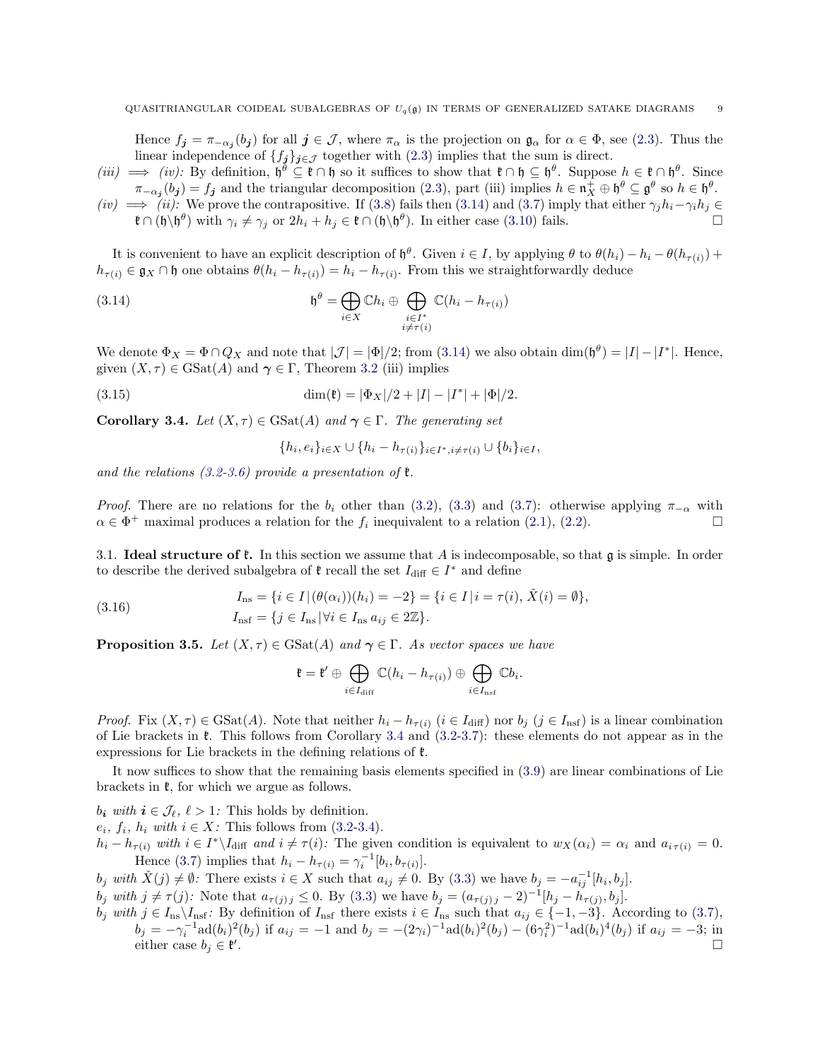Hence $f_{\boldsymbol{j}} = \pi_{-\alpha_{\boldsymbol{j}}}(b_{\boldsymbol{j}})$ for all $\boldsymbol{j} \in \mathcal{J}$, where $\pi_\alpha$ is the projection on $\mathfrak{g}_\alpha$ for $\alpha \in \Phi$, see (2.3). Thus the linear independence of $\{f_{\boldsymbol{j}}\}_{\boldsymbol{j}\in\mathcal{J}}$ together with (2.3) implies that the sum is direct.

*(iii)* $\implies$ *(iv):* By definition, $\mathfrak{h}^\theta \subseteq \mathfrak{k} \cap \mathfrak{h}$ so it suffices to show that $\mathfrak{k} \cap \mathfrak{h} \subseteq \mathfrak{h}^\theta$. Suppose $h \in \mathfrak{k} \cap \mathfrak{h}^\theta$. Since $\pi_{-\alpha_{\boldsymbol{j}}}(b_{\boldsymbol{j}}) = f_{\boldsymbol{j}}$ and the triangular decomposition (2.3), part (iii) implies $h \in \mathfrak{n}_X^+ \oplus \mathfrak{h}^\theta \subseteq \mathfrak{g}^\theta$ so $h \in \mathfrak{h}^\theta$.

*(iv)* $\implies$ *(ii):* We prove the contrapositive. If (3.8) fails then (3.14) and (3.7) imply that either $\gamma_j h_i - \gamma_i h_j \in \mathfrak{k} \cap (\mathfrak{h}\backslash\mathfrak{h}^\theta)$ with $\gamma_i \neq \gamma_j$ or $2h_i + h_j \in \mathfrak{k} \cap (\mathfrak{h}\backslash\mathfrak{h}^\theta)$. In either case (3.10) fails. $\square$

It is convenient to have an explicit description of $\mathfrak{h}^\theta$. Given $i \in I$, by applying $\theta$ to $\theta(h_i) - h_i - \theta(h_{\tau(i)}) + h_{\tau(i)} \in \mathfrak{g}_X \cap \mathfrak{h}$ one obtains $\theta(h_i - h_{\tau(i)}) = h_i - h_{\tau(i)}$. From this we straightforwardly deduce

$$\mathfrak{h}^\theta = \bigoplus_{i\in X} \mathbb{C}h_i \oplus \bigoplus_{\substack{i\in I^* \\ i\neq\tau(i)}} \mathbb{C}(h_i - h_{\tau(i)}) \tag{3.14}$$

We denote $\Phi_X = \Phi \cap Q_X$ and note that $|\mathcal{J}| = |\Phi|/2$; from (3.14) we also obtain $\dim(\mathfrak{h}^\theta) = |I| - |I^*|$. Hence, given $(X,\tau) \in \mathrm{GSat}(A)$ and $\boldsymbol{\gamma} \in \Gamma$, Theorem 3.2 (iii) implies

$$\dim(\mathfrak{k}) = |\Phi_X|/2 + |I| - |I^*| + |\Phi|/2. \tag{3.15}$$

**Corollary 3.4.** *Let $(X,\tau) \in \mathrm{GSat}(A)$ and $\boldsymbol{\gamma} \in \Gamma$. The generating set*

$$\{h_i, e_i\}_{i\in X} \cup \{h_i - h_{\tau(i)}\}_{i\in I^*, i\neq\tau(i)} \cup \{b_i\}_{i\in I},$$

*and the relations (3.2-3.6) provide a presentation of $\mathfrak{k}$.*

*Proof.* There are no relations for the $b_i$ other than (3.2), (3.3) and (3.7): otherwise applying $\pi_{-\alpha}$ with $\alpha \in \Phi^+$ maximal produces a relation for the $f_i$ inequivalent to a relation (2.1), (2.2). $\square$

### 3.1. Ideal structure of $\mathfrak{k}$.

In this section we assume that $A$ is indecomposable, so that $\mathfrak{g}$ is simple. In order to describe the derived subalgebra of $\mathfrak{k}$ recall the set $I_{\mathrm{diff}} \in I^*$ and define

$$\begin{aligned} I_{\mathrm{ns}} &= \{i \in I \,|\, (\theta(\alpha_i))(h_i) = -2\} = \{i \in I \,|\, i = \tau(i),\, \check{X}(i) = \emptyset\}, \\ I_{\mathrm{nsf}} &= \{j \in I_{\mathrm{ns}} \,|\, \forall i \in I_{\mathrm{ns}}\ a_{ij} \in 2\mathbb{Z}\}. \end{aligned} \tag{3.16}$$

**Proposition 3.5.** *Let $(X,\tau) \in \mathrm{GSat}(A)$ and $\boldsymbol{\gamma} \in \Gamma$. As vector spaces we have*

$$\mathfrak{k} = \mathfrak{k}' \oplus \bigoplus_{i\in I_{\mathrm{diff}}} \mathbb{C}(h_i - h_{\tau(i)}) \oplus \bigoplus_{i\in I_{\mathrm{nsf}}} \mathbb{C}b_i.$$

*Proof.* Fix $(X,\tau) \in \mathrm{GSat}(A)$. Note that neither $h_i - h_{\tau(i)}$ ($i \in I_{\mathrm{diff}}$) nor $b_j$ ($j \in I_{\mathrm{nsf}}$) is a linear combination of Lie brackets in $\mathfrak{k}$. This follows from Corollary 3.4 and (3.2-3.7): these elements do not appear as in the expressions for Lie brackets in the defining relations of $\mathfrak{k}$.

It now suffices to show that the remaining basis elements specified in (3.9) are linear combinations of Lie brackets in $\mathfrak{k}$, for which we argue as follows.

$b_{\boldsymbol{i}}$ *with $\boldsymbol{i} \in \mathcal{J}_\ell$, $\ell > 1$:* This holds by definition.

$e_i$, $f_i$, $h_i$ *with $i \in X$:* This follows from (3.2-3.4).

$h_i - h_{\tau(i)}$ *with $i \in I^*\backslash I_{\mathrm{diff}}$ and $i \neq \tau(i)$:* The given condition is equivalent to $w_X(\alpha_i) = \alpha_i$ and $a_{i\,\tau(i)} = 0$. Hence (3.7) implies that $h_i - h_{\tau(i)} = \gamma_i^{-1}[b_i, b_{\tau(i)}]$.

$b_j$ *with $\check{X}(j) \neq \emptyset$:* There exists $i \in X$ such that $a_{ij} \neq 0$. By (3.3) we have $b_j = -a_{ij}^{-1}[h_i, b_j]$.

$b_j$ *with $j \neq \tau(j)$:* Note that $a_{\tau(j)\,j} \leq 0$. By (3.3) we have $b_j = (a_{\tau(j)\,j} - 2)^{-1}[h_j - h_{\tau(j)}, b_j]$.

$b_j$ *with $j \in I_{\mathrm{ns}}\backslash I_{\mathrm{nsf}}$:* By definition of $I_{\mathrm{nsf}}$ there exists $i \in I_{\mathrm{ns}}$ such that $a_{ij} \in \{-1,-3\}$. According to (3.7), $b_j = -\gamma_i^{-1}\mathrm{ad}(b_i)^2(b_j)$ if $a_{ij} = -1$ and $b_j = -(2\gamma_i)^{-1}\mathrm{ad}(b_i)^2(b_j) - (6\gamma_i^2)^{-1}\mathrm{ad}(b_i)^4(b_j)$ if $a_{ij} = -3$; in either case $b_j \in \mathfrak{k}'$. $\square$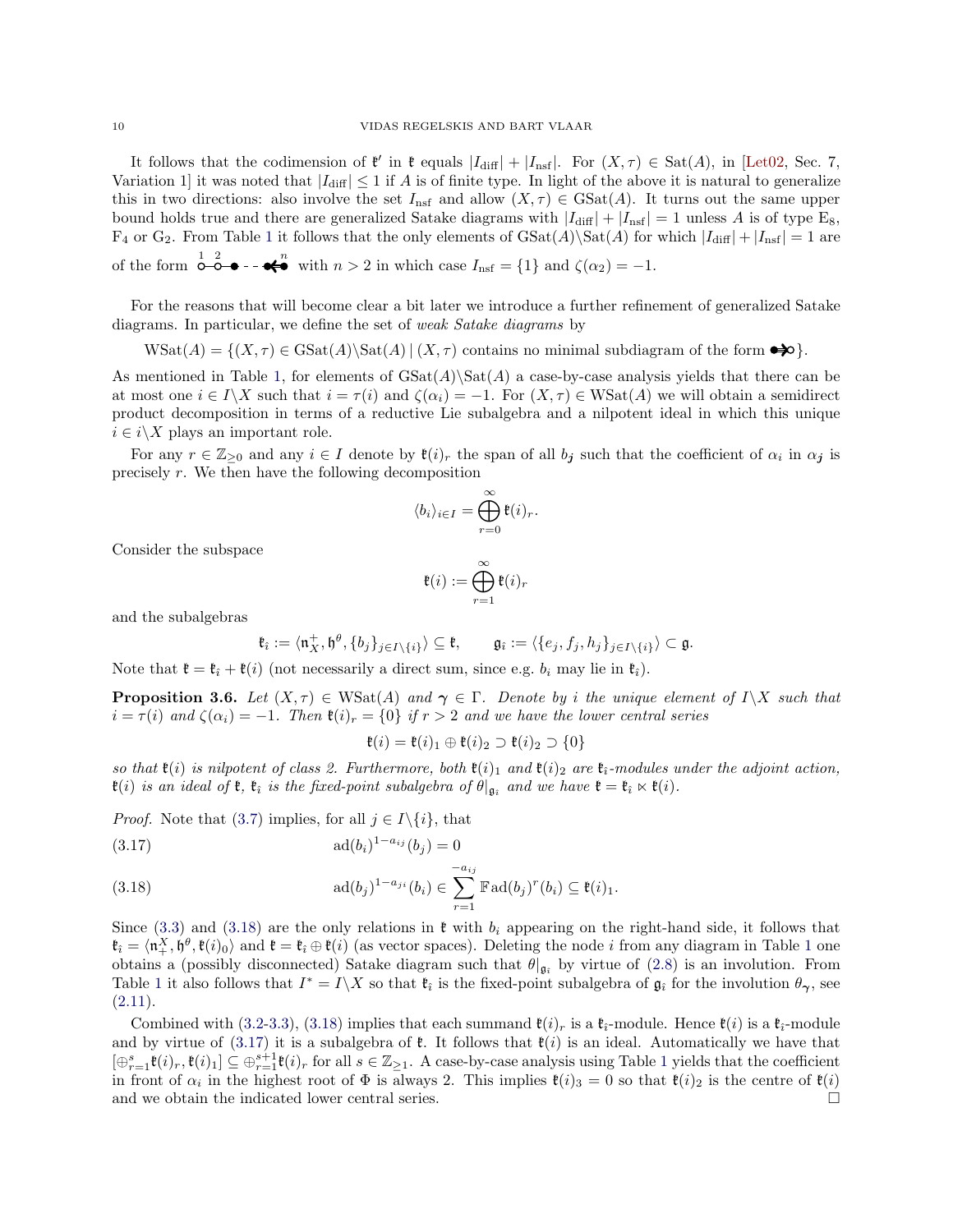It follows that the codimension of $\mathfrak{k}'$ in $\mathfrak{k}$ equals $|I_{\rm diff}| + |I_{\rm nsf}|$. For $(X, \tau) \in {\rm Sat}(A)$, in [Let02, Sec. 7, Variation 1] it was noted that $|I_{\rm diff}| \leq 1$ if $A$ is of finite type. In light of the above it is natural to generalize this in two directions: also involve the set $I_{\rm nsf}$ and allow $(X, \tau) \in {\rm GSat}(A)$. It turns out the same upper bound holds true and there are generalized Satake diagrams with $|I_{\rm diff}| + |I_{\rm nsf}| = 1$ unless $A$ is of type $\mathrm{E}_8$, $\mathrm{F}_4$ or $\mathrm{G}_2$. From Table 1 it follows that the only elements of ${\rm GSat}(A) \backslash {\rm Sat}(A)$ for which $|I_{\rm diff}| + |I_{\rm nsf}| = 1$ are of the form (diagram with nodes $1, 2, \ldots, n$) with $n > 2$ in which case $I_{\rm nsf} = \{1\}$ and $\zeta(\alpha_2) = -1$.

For the reasons that will become clear a bit later we introduce a further refinement of generalized Satake diagrams. In particular, we define the set of *weak Satake diagrams* by

$$\mathrm{WSat}(A) = \{(X, \tau) \in \mathrm{GSat}(A) \backslash \mathrm{Sat}(A) \,|\, (X, \tau) \text{ contains no minimal subdiagram of the form } \bullet\!\!\Rrightarrow\!\!\circ\}.$$

As mentioned in Table 1, for elements of ${\rm GSat}(A) \backslash {\rm Sat}(A)$ a case-by-case analysis yields that there can be at most one $i \in I \backslash X$ such that $i = \tau(i)$ and $\zeta(\alpha_i) = -1$. For $(X, \tau) \in {\rm WSat}(A)$ we will obtain a semidirect product decomposition in terms of a reductive Lie subalgebra and a nilpotent ideal in which this unique $i \in i \backslash X$ plays an important role.

For any $r \in \mathbb{Z}_{\geq 0}$ and any $i \in I$ denote by $\mathfrak{k}(i)_r$ the span of all $b_{\boldsymbol{j}}$ such that the coefficient of $\alpha_i$ in $\alpha_{\boldsymbol{j}}$ is precisely $r$. We then have the following decomposition

$$\langle b_i \rangle_{i \in I} = \bigoplus_{r=0}^{\infty} \mathfrak{k}(i)_r.$$

Consider the subspace

$$\mathfrak{k}(i) := \bigoplus_{r=1}^{\infty} \mathfrak{k}(i)_r$$

and the subalgebras

$$\mathfrak{k}_{\hat{\imath}} := \langle \mathfrak{n}^+_X, \mathfrak{h}^\theta, \{b_j\}_{j \in I \backslash \{i\}} \rangle \subseteq \mathfrak{k}, \qquad \mathfrak{g}_{\hat{\imath}} := \langle \{e_j, f_j, h_j\}_{j \in I \backslash \{i\}} \rangle \subset \mathfrak{g}.$$

Note that $\mathfrak{k} = \mathfrak{k}_{\hat{\imath}} + \mathfrak{k}(i)$ (not necessarily a direct sum, since e.g. $b_i$ may lie in $\mathfrak{k}_{\hat{\imath}}$).

**Proposition 3.6.** *Let $(X, \tau) \in \mathrm{WSat}(A)$ and $\boldsymbol{\gamma} \in \Gamma$. Denote by $i$ the unique element of $I \backslash X$ such that $i = \tau(i)$ and $\zeta(\alpha_i) = -1$. Then $\mathfrak{k}(i)_r = \{0\}$ if $r > 2$ and we have the lower central series*

$$\mathfrak{k}(i) = \mathfrak{k}(i)_1 \oplus \mathfrak{k}(i)_2 \supset \mathfrak{k}(i)_2 \supset \{0\}$$

*so that $\mathfrak{k}(i)$ is nilpotent of class 2. Furthermore, both $\mathfrak{k}(i)_1$ and $\mathfrak{k}(i)_2$ are $\mathfrak{k}_{\hat{\imath}}$-modules under the adjoint action, $\mathfrak{k}(i)$ is an ideal of $\mathfrak{k}$, $\mathfrak{k}_{\hat{\imath}}$ is the fixed-point subalgebra of $\theta|_{\mathfrak{g}_{\hat{\imath}}}$ and we have $\mathfrak{k} = \mathfrak{k}_{\hat{\imath}} \ltimes \mathfrak{k}(i)$.*

*Proof.* Note that (3.7) implies, for all $j \in I \backslash \{i\}$, that

$$\mathrm{ad}(b_i)^{1-a_{ij}}(b_j) = 0 \tag{3.17}$$

$$\mathrm{ad}(b_j)^{1-a_{ji}}(b_i) \in \sum_{r=1}^{-a_{ij}} \mathbb{F} \, \mathrm{ad}(b_j)^r(b_i) \subseteq \mathfrak{k}(i)_1. \tag{3.18}$$

Since (3.3) and (3.18) are the only relations in $\mathfrak{k}$ with $b_i$ appearing on the right-hand side, it follows that $\mathfrak{k}_{\hat{\imath}} = \langle \mathfrak{n}^X_+, \mathfrak{h}^\theta, \mathfrak{k}(i)_0 \rangle$ and $\mathfrak{k} = \mathfrak{k}_{\hat{\imath}} \oplus \mathfrak{k}(i)$ (as vector spaces). Deleting the node $i$ from any diagram in Table 1 one obtains a (possibly disconnected) Satake diagram such that $\theta|_{\mathfrak{g}_{\hat{\imath}}}$ by virtue of (2.8) is an involution. From Table 1 it also follows that $I^* = I \backslash X$ so that $\mathfrak{k}_{\hat{\imath}}$ is the fixed-point subalgebra of $\mathfrak{g}_{\hat{\imath}}$ for the involution $\theta_{\boldsymbol{\gamma}}$, see (2.11).

Combined with (3.2-3.3), (3.18) implies that each summand $\mathfrak{k}(i)_r$ is a $\mathfrak{k}_{\hat{\imath}}$-module. Hence $\mathfrak{k}(i)$ is a $\mathfrak{k}_{\hat{\imath}}$-module and by virtue of (3.17) it is a subalgebra of $\mathfrak{k}$. It follows that $\mathfrak{k}(i)$ is an ideal. Automatically we have that $[\oplus_{r=1}^s \mathfrak{k}(i)_r, \mathfrak{k}(i)_1] \subseteq \oplus_{r=1}^{s+1} \mathfrak{k}(i)_r$ for all $s \in \mathbb{Z}_{\geq 1}$. A case-by-case analysis using Table 1 yields that the coefficient in front of $\alpha_i$ in the highest root of $\Phi$ is always 2. This implies $\mathfrak{k}(i)_3 = 0$ so that $\mathfrak{k}(i)_2$ is the centre of $\mathfrak{k}(i)$ and we obtain the indicated lower central series. $\square$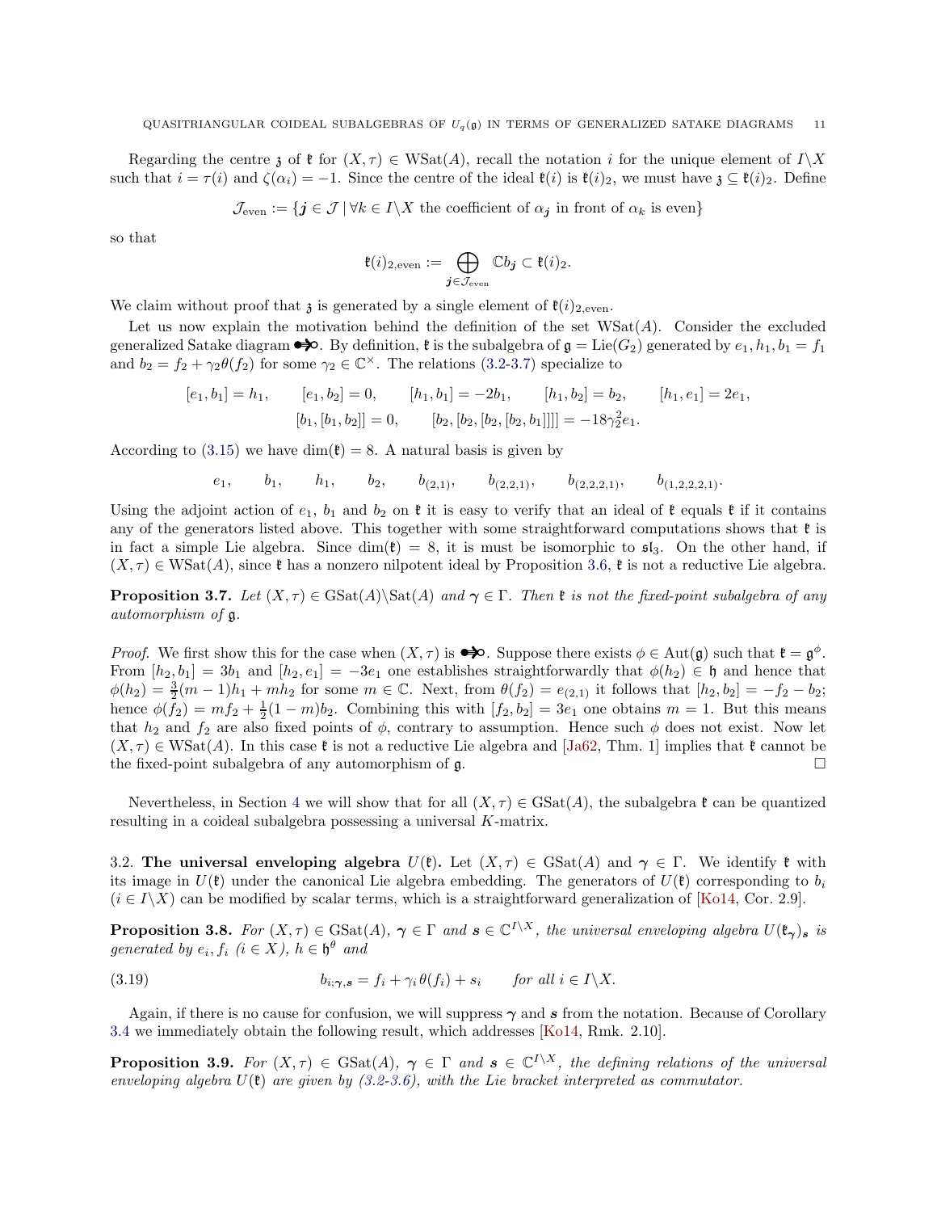Regarding the centre $\mathfrak{z}$ of $\mathfrak{k}$ for $(X,\tau) \in \mathrm{WSat}(A)$, recall the notation $i$ for the unique element of $I\backslash X$ such that $i = \tau(i)$ and $\zeta(\alpha_i) = -1$. Since the centre of the ideal $\mathfrak{k}(i)$ is $\mathfrak{k}(i)_2$, we must have $\mathfrak{z} \subseteq \mathfrak{k}(i)_2$. Define

$$\mathcal{J}_{\mathrm{even}} := \{\boldsymbol{j} \in \mathcal{J} \mid \forall k \in I\backslash X \text{ the coefficient of } \alpha_{\boldsymbol{j}} \text{ in front of } \alpha_k \text{ is even}\}$$

so that

$$\mathfrak{k}(i)_{2,\mathrm{even}} := \bigoplus_{\boldsymbol{j} \in \mathcal{J}_{\mathrm{even}}} \mathbb{C} b_{\boldsymbol{j}} \subset \mathfrak{k}(i)_2.$$

We claim without proof that $\mathfrak{z}$ is generated by a single element of $\mathfrak{k}(i)_{2,\mathrm{even}}$.

Let us now explain the motivation behind the definition of the set $\mathrm{WSat}(A)$. Consider the excluded generalized Satake diagram ●⇛○. By definition, $\mathfrak{k}$ is the subalgebra of $\mathfrak{g} = \mathrm{Lie}(G_2)$ generated by $e_1, h_1, b_1 = f_1$ and $b_2 = f_2 + \gamma_2 \theta(f_2)$ for some $\gamma_2 \in \mathbb{C}^\times$. The relations (3.2-3.7) specialize to

$$[e_1, b_1] = h_1, \qquad [e_1, b_2] = 0, \qquad [h_1, b_1] = -2b_1, \qquad [h_1, b_2] = b_2, \qquad [h_1, e_1] = 2e_1,$$
$$[b_1, [b_1, b_2]] = 0, \qquad [b_2, [b_2, [b_2, [b_2, b_1]]]] = -18\gamma_2^2 e_1.$$

According to (3.15) we have $\dim(\mathfrak{k}) = 8$. A natural basis is given by

$$e_1, \qquad b_1, \qquad h_1, \qquad b_2, \qquad b_{(2,1)}, \qquad b_{(2,2,1)}, \qquad b_{(2,2,2,1)}, \qquad b_{(1,2,2,2,1)}.$$

Using the adjoint action of $e_1$, $b_1$ and $b_2$ on $\mathfrak{k}$ it is easy to verify that an ideal of $\mathfrak{k}$ equals $\mathfrak{k}$ if it contains any of the generators listed above. This together with some straightforward computations shows that $\mathfrak{k}$ is in fact a simple Lie algebra. Since $\dim(\mathfrak{k}) = 8$, it is must be isomorphic to $\mathfrak{sl}_3$. On the other hand, if $(X,\tau) \in \mathrm{WSat}(A)$, since $\mathfrak{k}$ has a nonzero nilpotent ideal by Proposition 3.6, $\mathfrak{k}$ is not a reductive Lie algebra.

**Proposition 3.7.** *Let $(X,\tau) \in \mathrm{GSat}(A)\backslash\mathrm{Sat}(A)$ and $\boldsymbol{\gamma} \in \Gamma$. Then $\mathfrak{k}$ is not the fixed-point subalgebra of any automorphism of $\mathfrak{g}$.*

*Proof.* We first show this for the case when $(X,\tau)$ is ●⇛○. Suppose there exists $\phi \in \mathrm{Aut}(\mathfrak{g})$ such that $\mathfrak{k} = \mathfrak{g}^\phi$. From $[h_2, b_1] = 3b_1$ and $[h_2, e_1] = -3e_1$ one establishes straightforwardly that $\phi(h_2) \in \mathfrak{h}$ and hence that $\phi(h_2) = \frac{3}{2}(m-1)h_1 + mh_2$ for some $m \in \mathbb{C}$. Next, from $\theta(f_2) = e_{(2,1)}$ it follows that $[h_2, b_2] = -f_2 - b_2$; hence $\phi(f_2) = mf_2 + \frac{1}{2}(1-m)b_2$. Combining this with $[f_2, b_2] = 3e_1$ one obtains $m = 1$. But this means that $h_2$ and $f_2$ are also fixed points of $\phi$, contrary to assumption. Hence such $\phi$ does not exist. Now let $(X,\tau) \in \mathrm{WSat}(A)$. In this case $\mathfrak{k}$ is not a reductive Lie algebra and [Ja62, Thm. 1] implies that $\mathfrak{k}$ cannot be the fixed-point subalgebra of any automorphism of $\mathfrak{g}$. $\square$

Nevertheless, in Section 4 we will show that for all $(X,\tau) \in \mathrm{GSat}(A)$, the subalgebra $\mathfrak{k}$ can be quantized resulting in a coideal subalgebra possessing a universal $K$-matrix.

3.2. **The universal enveloping algebra $U(\mathfrak{k})$.** Let $(X,\tau) \in \mathrm{GSat}(A)$ and $\boldsymbol{\gamma} \in \Gamma$. We identify $\mathfrak{k}$ with its image in $U(\mathfrak{k})$ under the canonical Lie algebra embedding. The generators of $U(\mathfrak{k})$ corresponding to $b_i$ ($i \in I\backslash X$) can be modified by scalar terms, which is a straightforward generalization of [Ko14, Cor. 2.9].

**Proposition 3.8.** *For $(X,\tau) \in \mathrm{GSat}(A)$, $\boldsymbol{\gamma} \in \Gamma$ and $\boldsymbol{s} \in \mathbb{C}^{I\backslash X}$, the universal enveloping algebra $U(\mathfrak{k}_{\boldsymbol{\gamma}})_{\boldsymbol{s}}$ is generated by $e_i, f_i$ ($i \in X$), $h \in \mathfrak{h}^\theta$ and*

$$b_{i;\boldsymbol{\gamma},\boldsymbol{s}} = f_i + \gamma_i \theta(f_i) + s_i \qquad \text{for all } i \in I\backslash X. \tag{3.19}$$

Again, if there is no cause for confusion, we will suppress $\boldsymbol{\gamma}$ and $\boldsymbol{s}$ from the notation. Because of Corollary 3.4 we immediately obtain the following result, which addresses [Ko14, Rmk. 2.10].

**Proposition 3.9.** *For $(X,\tau) \in \mathrm{GSat}(A)$, $\boldsymbol{\gamma} \in \Gamma$ and $\boldsymbol{s} \in \mathbb{C}^{I\backslash X}$, the defining relations of the universal enveloping algebra $U(\mathfrak{k})$ are given by (3.2-3.6), with the Lie bracket interpreted as commutator.*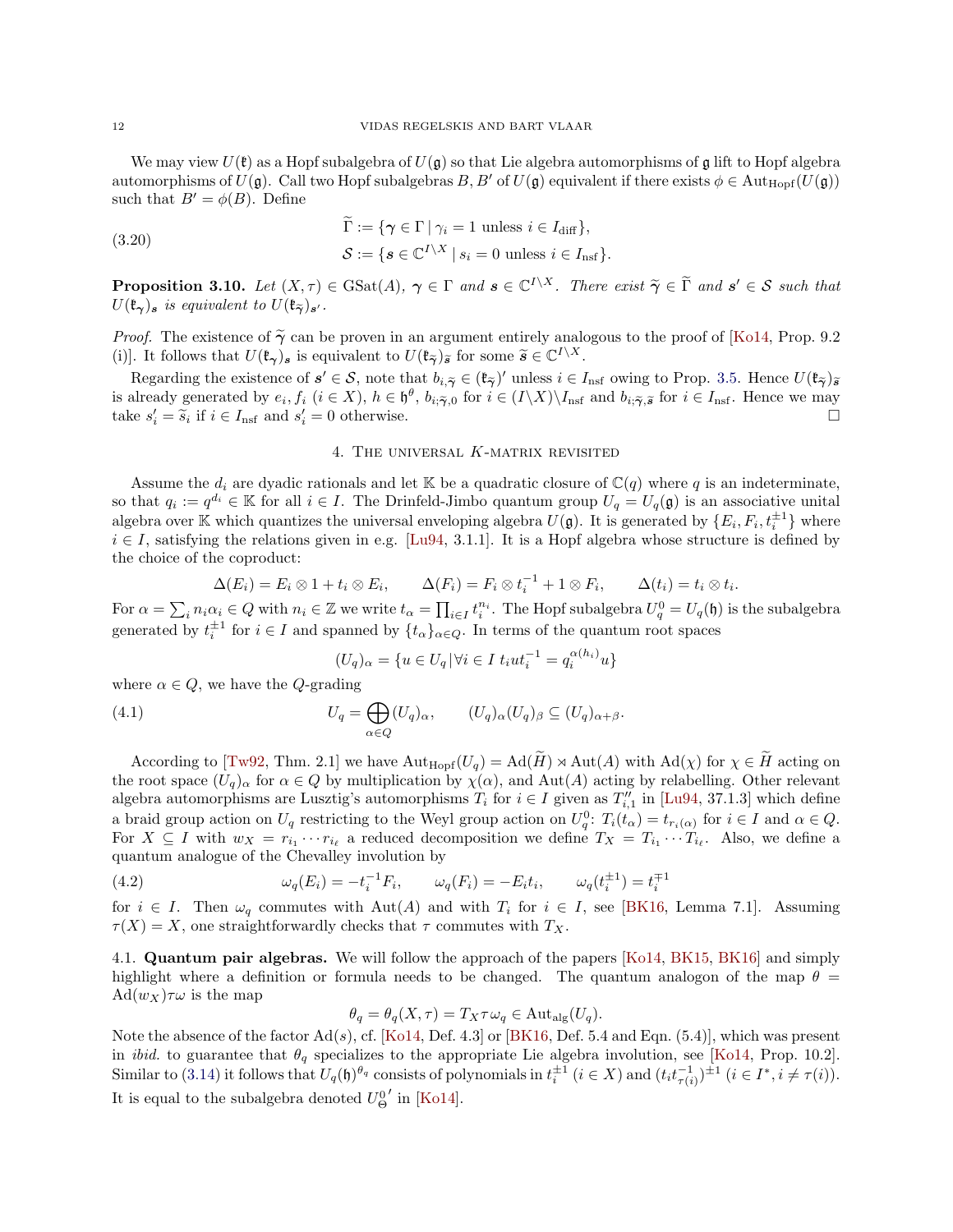We may view $U(\mathfrak{k})$ as a Hopf subalgebra of $U(\mathfrak{g})$ so that Lie algebra automorphisms of $\mathfrak{g}$ lift to Hopf algebra automorphisms of $U(\mathfrak{g})$. Call two Hopf subalgebras $B, B'$ of $U(\mathfrak{g})$ equivalent if there exists $\phi \in \mathrm{Aut}_{\mathrm{Hopf}}(U(\mathfrak{g}))$ such that $B' = \phi(B)$. Define

$$
\begin{aligned}
\widetilde{\Gamma} &:= \{\boldsymbol{\gamma} \in \Gamma \mid \gamma_i = 1 \text{ unless } i \in I_{\mathrm{diff}}\}, \\
\mathcal{S} &:= \{\boldsymbol{s} \in \mathbb{C}^{I\setminus X} \mid s_i = 0 \text{ unless } i \in I_{\mathrm{nsf}}\}.
\end{aligned}
\tag{3.20}
$$

**Proposition 3.10.** *Let $(X,\tau) \in \mathrm{GSat}(A)$, $\boldsymbol{\gamma} \in \Gamma$ and $\boldsymbol{s} \in \mathbb{C}^{I\setminus X}$. There exist $\widetilde{\boldsymbol{\gamma}} \in \widetilde{\Gamma}$ and $\boldsymbol{s}' \in \mathcal{S}$ such that $U(\mathfrak{k}_{\boldsymbol{\gamma}})_{\boldsymbol{s}}$ is equivalent to $U(\mathfrak{k}_{\widetilde{\boldsymbol{\gamma}}})_{\boldsymbol{s}'}$.*

*Proof.* The existence of $\widetilde{\boldsymbol{\gamma}}$ can be proven in an argument entirely analogous to the proof of [Ko14, Prop. 9.2 (i)]. It follows that $U(\mathfrak{k}_{\boldsymbol{\gamma}})_{\boldsymbol{s}}$ is equivalent to $U(\mathfrak{k}_{\widetilde{\boldsymbol{\gamma}}})_{\widetilde{\boldsymbol{s}}}$ for some $\widetilde{\boldsymbol{s}} \in \mathbb{C}^{I\setminus X}$.

Regarding the existence of $\boldsymbol{s}' \in \mathcal{S}$, note that $b_{i;\widetilde{\boldsymbol{\gamma}}} \in (\mathfrak{k}_{\widetilde{\boldsymbol{\gamma}}})'$ unless $i \in I_{\mathrm{nsf}}$ owing to Prop. 3.5. Hence $U(\mathfrak{k}_{\widetilde{\boldsymbol{\gamma}}})_{\widetilde{\boldsymbol{s}}}$ is already generated by $e_i, f_i$ $(i \in X)$, $h \in \mathfrak{h}^\theta$, $b_{i;\widetilde{\boldsymbol{\gamma}},0}$ for $i \in (I\setminus X)\setminus I_{\mathrm{nsf}}$ and $b_{i;\widetilde{\boldsymbol{\gamma}},\widetilde{\boldsymbol{s}}}$ for $i \in I_{\mathrm{nsf}}$. Hence we may take $s'_i = \widetilde{s}_i$ if $i \in I_{\mathrm{nsf}}$ and $s'_i = 0$ otherwise. $\square$

## 4. The universal $K$-matrix revisited

Assume the $d_i$ are dyadic rationals and let $\mathbb{K}$ be a quadratic closure of $\mathbb{C}(q)$ where $q$ is an indeterminate, so that $q_i := q^{d_i} \in \mathbb{K}$ for all $i \in I$. The Drinfeld-Jimbo quantum group $U_q = U_q(\mathfrak{g})$ is an associative unital algebra over $\mathbb{K}$ which quantizes the universal enveloping algebra $U(\mathfrak{g})$. It is generated by $\{E_i, F_i, t_i^{\pm 1}\}$ where $i \in I$, satisfying the relations given in e.g. [Lu94, 3.1.1]. It is a Hopf algebra whose structure is defined by the choice of the coproduct:

$$
\Delta(E_i) = E_i \otimes 1 + t_i \otimes E_i, \qquad \Delta(F_i) = F_i \otimes t_i^{-1} + 1 \otimes F_i, \qquad \Delta(t_i) = t_i \otimes t_i.
$$

For $\alpha = \sum_i n_i \alpha_i \in Q$ with $n_i \in \mathbb{Z}$ we write $t_\alpha = \prod_{i\in I} t_i^{n_i}$. The Hopf subalgebra $U_q^0 = U_q(\mathfrak{h})$ is the subalgebra generated by $t_i^{\pm 1}$ for $i \in I$ and spanned by $\{t_\alpha\}_{\alpha \in Q}$. In terms of the quantum root spaces

$$
(U_q)_\alpha = \{u \in U_q \,|\, \forall i \in I \; t_i u t_i^{-1} = q_i^{\alpha(h_i)} u\}
$$

where $\alpha \in Q$, we have the $Q$-grading

$$
U_q = \bigoplus_{\alpha \in Q} (U_q)_\alpha, \qquad (U_q)_\alpha (U_q)_\beta \subseteq (U_q)_{\alpha+\beta}.
\tag{4.1}
$$

According to [Tw92, Thm. 2.1] we have $\mathrm{Aut}_{\mathrm{Hopf}}(U_q) = \mathrm{Ad}(\widetilde{H}) \rtimes \mathrm{Aut}(A)$ with $\mathrm{Ad}(\chi)$ for $\chi \in \widetilde{H}$ acting on the root space $(U_q)_\alpha$ for $\alpha \in Q$ by multiplication by $\chi(\alpha)$, and $\mathrm{Aut}(A)$ acting by relabelling. Other relevant algebra automorphisms are Lusztig's automorphisms $T_i$ for $i \in I$ given as $T''_{i,1}$ in [Lu94, 37.1.3] which define a braid group action on $U_q$ restricting to the Weyl group action on $U_q^0$: $T_i(t_\alpha) = t_{r_i(\alpha)}$ for $i \in I$ and $\alpha \in Q$. For $X \subseteq I$ with $w_X = r_{i_1} \cdots r_{i_\ell}$ a reduced decomposition we define $T_X = T_{i_1} \cdots T_{i_\ell}$. Also, we define a quantum analogue of the Chevalley involution by

$$
\omega_q(E_i) = -t_i^{-1} F_i, \qquad \omega_q(F_i) = -E_i t_i, \qquad \omega_q(t_i^{\pm 1}) = t_i^{\mp 1}
\tag{4.2}
$$

for $i \in I$. Then $\omega_q$ commutes with $\mathrm{Aut}(A)$ and with $T_i$ for $i \in I$, see [BK16, Lemma 7.1]. Assuming $\tau(X) = X$, one straightforwardly checks that $\tau$ commutes with $T_X$.

### 4.1. Quantum pair algebras.

We will follow the approach of the papers [Ko14, BK15, BK16] and simply highlight where a definition or formula needs to be changed. The quantum analogon of the map $\theta = \mathrm{Ad}(w_X)\tau\omega$ is the map

$$
\theta_q = \theta_q(X,\tau) = T_X \tau \omega_q \in \mathrm{Aut}_{\mathrm{alg}}(U_q).
$$

Note the absence of the factor $\mathrm{Ad}(s)$, cf. [Ko14, Def. 4.3] or [BK16, Def. 5.4 and Eqn. (5.4)], which was present in *ibid.* to guarantee that $\theta_q$ specializes to the appropriate Lie algebra involution, see [Ko14, Prop. 10.2]. Similar to (3.14) it follows that $U_q(\mathfrak{h})^{\theta_q}$ consists of polynomials in $t_i^{\pm 1}$ $(i \in X)$ and $(t_i t_{\tau(i)}^{-1})^{\pm 1}$ $(i \in I^*, i \neq \tau(i))$. It is equal to the subalgebra denoted ${U_\Theta^0}'$ in [Ko14].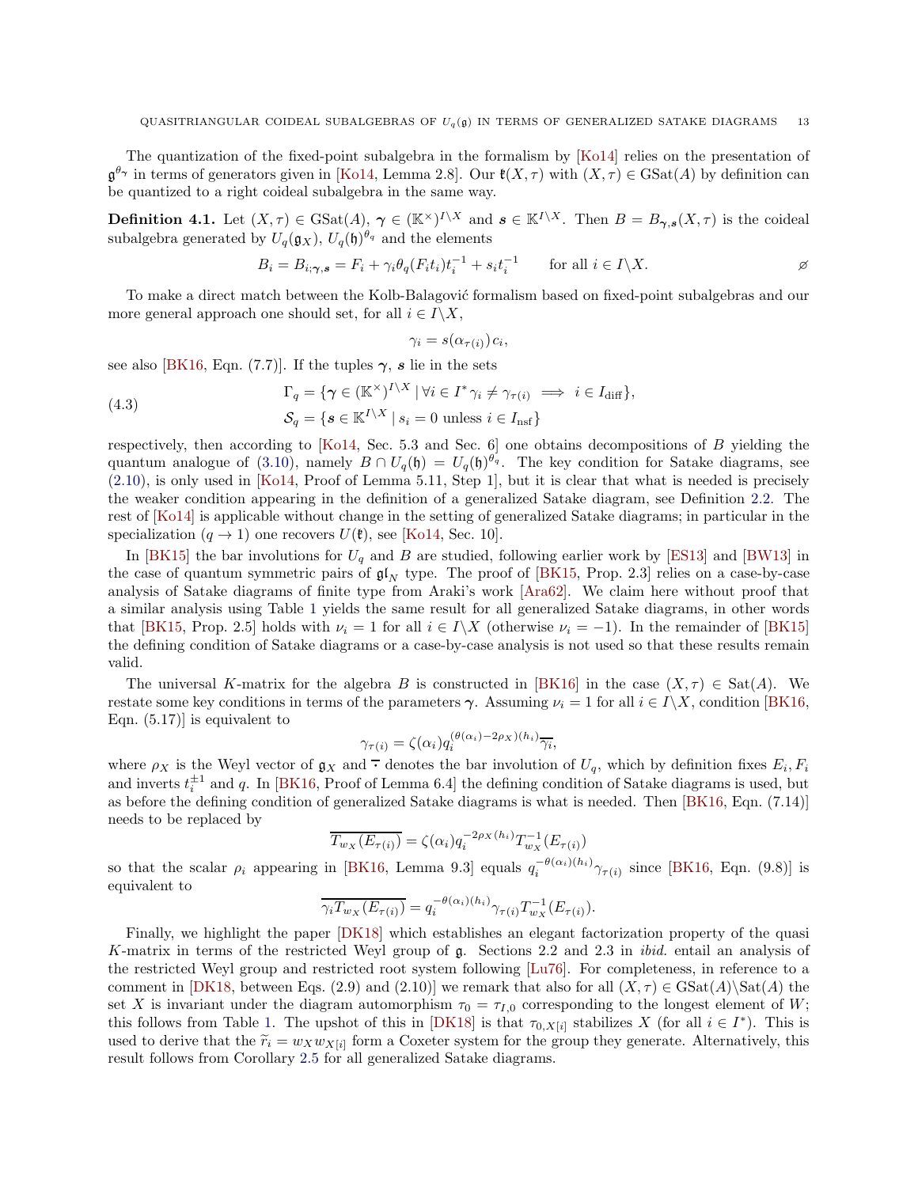The quantization of the fixed-point subalgebra in the formalism by [Ko14] relies on the presentation of $\mathfrak{g}^{\theta_\gamma}$ in terms of generators given in [Ko14, Lemma 2.8]. Our $\mathfrak{k}(X,\tau)$ with $(X,\tau) \in \mathrm{GSat}(A)$ by definition can be quantized to a right coideal subalgebra in the same way.

**Definition 4.1.** Let $(X,\tau) \in \mathrm{GSat}(A)$, $\boldsymbol{\gamma} \in (\mathbb{K}^\times)^{I\backslash X}$ and $\boldsymbol{s} \in \mathbb{K}^{I\backslash X}$. Then $B = B_{\boldsymbol{\gamma},\boldsymbol{s}}(X,\tau)$ is the coideal subalgebra generated by $U_q(\mathfrak{g}_X)$, $U_q(\mathfrak{h})^{\theta_q}$ and the elements

$$B_i = B_{i;\boldsymbol{\gamma},\boldsymbol{s}} = F_i + \gamma_i \theta_q(F_i t_i) t_i^{-1} + s_i t_i^{-1} \qquad \text{for all } i \in I\backslash X. \qquad \varnothing$$

To make a direct match between the Kolb-Balagović formalism based on fixed-point subalgebras and our more general approach one should set, for all $i \in I\backslash X$,

$$\gamma_i = s(\alpha_{\tau(i)}) c_i,$$

see also [BK16, Eqn. (7.7)]. If the tuples $\boldsymbol{\gamma}$, $\boldsymbol{s}$ lie in the sets

$$\Gamma_q = \{\boldsymbol{\gamma} \in (\mathbb{K}^\times)^{I\backslash X} \mid \forall i \in I^* \, \gamma_i \neq \gamma_{\tau(i)} \implies i \in I_{\mathrm{diff}}\},$$
$$\mathcal{S}_q = \{\boldsymbol{s} \in \mathbb{K}^{I\backslash X} \mid s_i = 0 \text{ unless } i \in I_{\mathrm{nsf}}\} \tag{4.3}$$

respectively, then according to [Ko14, Sec. 5.3 and Sec. 6] one obtains decompositions of $B$ yielding the quantum analogue of (3.10), namely $B \cap U_q(\mathfrak{h}) = U_q(\mathfrak{h})^{\theta_q}$. The key condition for Satake diagrams, see (2.10), is only used in [Ko14, Proof of Lemma 5.11, Step 1], but it is clear that what is needed is precisely the weaker condition appearing in the definition of a generalized Satake diagram, see Definition 2.2. The rest of [Ko14] is applicable without change in the setting of generalized Satake diagrams; in particular in the specialization $(q \to 1)$ one recovers $U(\mathfrak{k})$, see [Ko14, Sec. 10].

In [BK15] the bar involutions for $U_q$ and $B$ are studied, following earlier work by [ES13] and [BW13] in the case of quantum symmetric pairs of $\mathfrak{gl}_N$ type. The proof of [BK15, Prop. 2.3] relies on a case-by-case analysis of Satake diagrams of finite type from Araki's work [Ara62]. We claim here without proof that a similar analysis using Table 1 yields the same result for all generalized Satake diagrams, in other words that [BK15, Prop. 2.5] holds with $\nu_i = 1$ for all $i \in I\backslash X$ (otherwise $\nu_i = -1$). In the remainder of [BK15] the defining condition of Satake diagrams or a case-by-case analysis is not used so that these results remain valid.

The universal $K$-matrix for the algebra $B$ is constructed in [BK16] in the case $(X,\tau) \in \mathrm{Sat}(A)$. We restate some key conditions in terms of the parameters $\boldsymbol{\gamma}$. Assuming $\nu_i = 1$ for all $i \in I\backslash X$, condition [BK16, Eqn. (5.17)] is equivalent to

$$\gamma_{\tau(i)} = \zeta(\alpha_i) q_i^{(\theta(\alpha_i) - 2\rho_X)(h_i)} \overline{\gamma_i},$$

where $\rho_X$ is the Weyl vector of $\mathfrak{g}_X$ and $\overline{\phantom{x}\cdot\phantom{x}}$ denotes the bar involution of $U_q$, which by definition fixes $E_i, F_i$ and inverts $t_i^{\pm 1}$ and $q$. In [BK16, Proof of Lemma 6.4] the defining condition of Satake diagrams is used, but as before the defining condition of generalized Satake diagrams is what is needed. Then [BK16, Eqn. (7.14)] needs to be replaced by

$$\overline{T_{w_X}(E_{\tau(i)})} = \zeta(\alpha_i) q_i^{-2\rho_X(h_i)} T_{w_X}^{-1}(E_{\tau(i)})$$

so that the scalar $\rho_i$ appearing in [BK16, Lemma 9.3] equals $q_i^{-\theta(\alpha_i)(h_i)} \gamma_{\tau(i)}$ since [BK16, Eqn. (9.8)] is equivalent to

$$\overline{\gamma_i T_{w_X}(E_{\tau(i)})} = q_i^{-\theta(\alpha_i)(h_i)} \gamma_{\tau(i)} T_{w_X}^{-1}(E_{\tau(i)}).$$

Finally, we highlight the paper [DK18] which establishes an elegant factorization property of the quasi $K$-matrix in terms of the restricted Weyl group of $\mathfrak{g}$. Sections 2.2 and 2.3 in *ibid.* entail an analysis of the restricted Weyl group and restricted root system following [Lu76]. For completeness, in reference to a comment in [DK18, between Eqs. (2.9) and (2.10)] we remark that also for all $(X,\tau) \in \mathrm{GSat}(A)\backslash \mathrm{Sat}(A)$ the set $X$ is invariant under the diagram automorphism $\tau_0 = \tau_{I,0}$ corresponding to the longest element of $W$; this follows from Table 1. The upshot of this in [DK18] is that $\tau_{0,X[i]}$ stabilizes $X$ (for all $i \in I^*$). This is used to derive that the $\widetilde{r}_i = w_X w_{X[i]}$ form a Coxeter system for the group they generate. Alternatively, this result follows from Corollary 2.5 for all generalized Satake diagrams.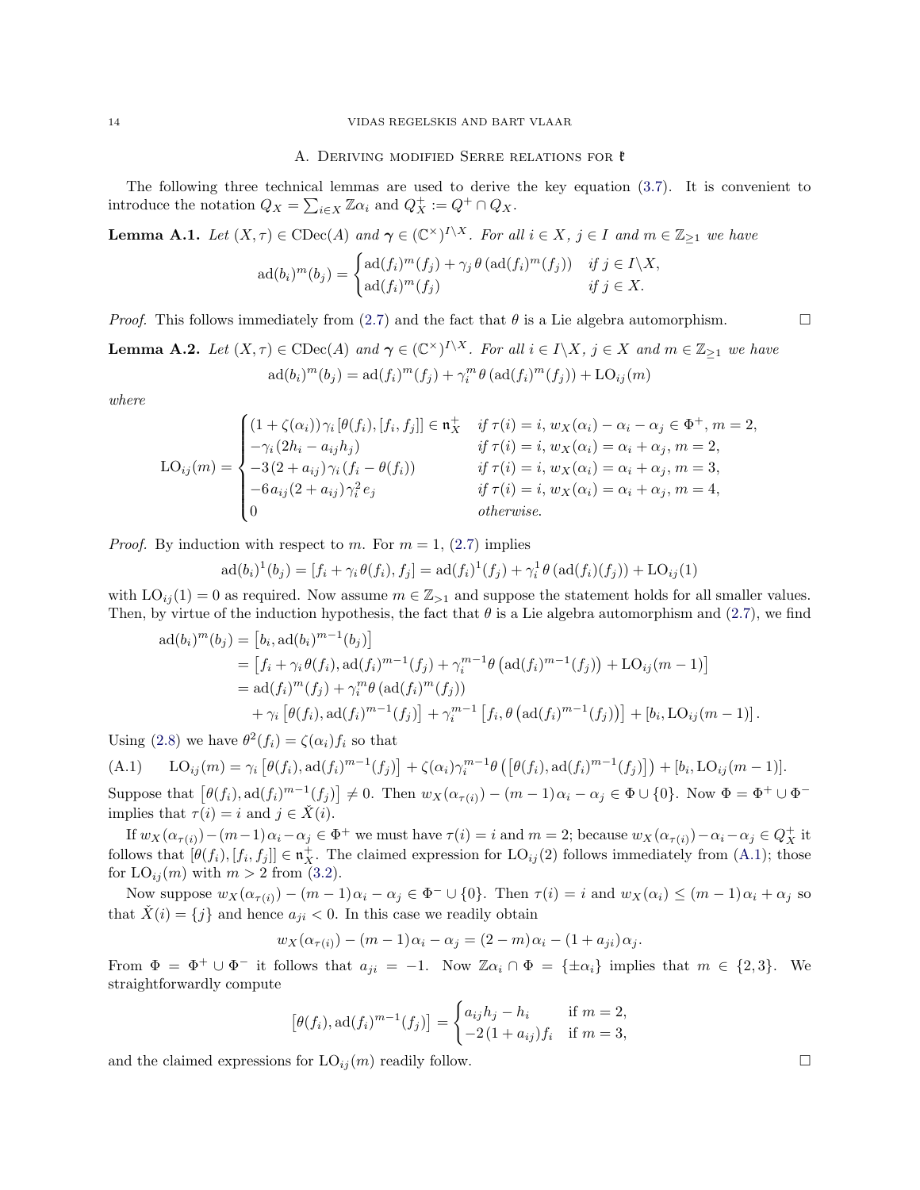## A. Deriving modified Serre relations for $\mathfrak{k}$

The following three technical lemmas are used to derive the key equation (3.7). It is convenient to introduce the notation $Q_X = \sum_{i \in X} \mathbb{Z}\alpha_i$ and $Q_X^+ := Q^+ \cap Q_X$.

**Lemma A.1.** *Let $(X,\tau) \in \mathrm{CDec}(A)$ and $\boldsymbol{\gamma} \in (\mathbb{C}^\times)^{I \setminus X}$. For all $i \in X$, $j \in I$ and $m \in \mathbb{Z}_{\geq 1}$ we have*

$$\mathrm{ad}(b_i)^m(b_j) = \begin{cases} \mathrm{ad}(f_i)^m(f_j) + \gamma_j \, \theta\left(\mathrm{ad}(f_i)^m(f_j)\right) & \text{if } j \in I \setminus X, \\ \mathrm{ad}(f_i)^m(f_j) & \text{if } j \in X. \end{cases}$$

*Proof.* This follows immediately from (2.7) and the fact that $\theta$ is a Lie algebra automorphism. $\square$

**Lemma A.2.** *Let $(X,\tau) \in \mathrm{CDec}(A)$ and $\boldsymbol{\gamma} \in (\mathbb{C}^\times)^{I \setminus X}$. For all $i \in I \setminus X$, $j \in X$ and $m \in \mathbb{Z}_{\geq 1}$ we have*

$$\mathrm{ad}(b_i)^m(b_j) = \mathrm{ad}(f_i)^m(f_j) + \gamma_i^m \, \theta\left(\mathrm{ad}(f_i)^m(f_j)\right) + \mathrm{LO}_{ij}(m)$$

*where*

$$\mathrm{LO}_{ij}(m) = \begin{cases} (1+\zeta(\alpha_i))\gamma_i \, [\theta(f_i),[f_i,f_j]] \in \mathfrak{n}_X^+ & \text{if } \tau(i)=i,\ w_X(\alpha_i)-\alpha_i-\alpha_j \in \Phi^+,\ m=2, \\ -\gamma_i(2h_i - a_{ij}h_j) & \text{if } \tau(i)=i,\ w_X(\alpha_i)=\alpha_i+\alpha_j,\ m=2, \\ -3(2+a_{ij})\gamma_i(f_i - \theta(f_i)) & \text{if } \tau(i)=i,\ w_X(\alpha_i)=\alpha_i+\alpha_j,\ m=3, \\ -6a_{ij}(2+a_{ij})\gamma_i^2 e_j & \text{if } \tau(i)=i,\ w_X(\alpha_i)=\alpha_i+\alpha_j,\ m=4, \\ 0 & \text{otherwise.} \end{cases}$$

*Proof.* By induction with respect to $m$. For $m=1$, (2.7) implies

$$\mathrm{ad}(b_i)^1(b_j) = [f_i + \gamma_i \theta(f_i), f_j] = \mathrm{ad}(f_i)^1(f_j) + \gamma_i^1 \, \theta\left(\mathrm{ad}(f_i)(f_j)\right) + \mathrm{LO}_{ij}(1)$$

with $\mathrm{LO}_{ij}(1)=0$ as required. Now assume $m \in \mathbb{Z}_{>1}$ and suppose the statement holds for all smaller values. Then, by virtue of the induction hypothesis, the fact that $\theta$ is a Lie algebra automorphism and (2.7), we find

$$\begin{aligned} \mathrm{ad}(b_i)^m(b_j) &= \left[b_i, \mathrm{ad}(b_i)^{m-1}(b_j)\right] \\ &= \left[f_i + \gamma_i\theta(f_i), \mathrm{ad}(f_i)^{m-1}(f_j) + \gamma_i^{m-1}\theta\left(\mathrm{ad}(f_i)^{m-1}(f_j)\right) + \mathrm{LO}_{ij}(m-1)\right] \\ &= \mathrm{ad}(f_i)^m(f_j) + \gamma_i^m \theta\left(\mathrm{ad}(f_i)^m(f_j)\right) \\ &\quad + \gamma_i\left[\theta(f_i), \mathrm{ad}(f_i)^{m-1}(f_j)\right] + \gamma_i^{m-1}\left[f_i, \theta\left(\mathrm{ad}(f_i)^{m-1}(f_j)\right)\right] + \left[b_i, \mathrm{LO}_{ij}(m-1)\right]. \end{aligned}$$

Using (2.8) we have $\theta^2(f_i) = \zeta(\alpha_i) f_i$ so that

$$\mathrm{LO}_{ij}(m) = \gamma_i\left[\theta(f_i), \mathrm{ad}(f_i)^{m-1}(f_j)\right] + \zeta(\alpha_i)\gamma_i^{m-1}\theta\left(\left[\theta(f_i), \mathrm{ad}(f_i)^{m-1}(f_j)\right]\right) + [b_i, \mathrm{LO}_{ij}(m-1)]. \tag{A.1}$$

Suppose that $\left[\theta(f_i), \mathrm{ad}(f_i)^{m-1}(f_j)\right] \neq 0$. Then $w_X(\alpha_{\tau(i)}) - (m-1)\alpha_i - \alpha_j \in \Phi \cup \{0\}$. Now $\Phi = \Phi^+ \cup \Phi^-$ implies that $\tau(i)=i$ and $j \in \check{X}(i)$.

If $w_X(\alpha_{\tau(i)}) - (m-1)\alpha_i - \alpha_j \in \Phi^+$ we must have $\tau(i)=i$ and $m=2$; because $w_X(\alpha_{\tau(i)}) - \alpha_i - \alpha_j \in Q_X^+$ it follows that $[\theta(f_i),[f_i,f_j]] \in \mathfrak{n}_X^+$. The claimed expression for $\mathrm{LO}_{ij}(2)$ follows immediately from (A.1); those for $\mathrm{LO}_{ij}(m)$ with $m>2$ from (3.2).

Now suppose $w_X(\alpha_{\tau(i)}) - (m-1)\alpha_i - \alpha_j \in \Phi^- \cup \{0\}$. Then $\tau(i)=i$ and $w_X(\alpha_i) \leq (m-1)\alpha_i + \alpha_j$ so that $\check{X}(i) = \{j\}$ and hence $a_{ji}<0$. In this case we readily obtain

$$w_X(\alpha_{\tau(i)}) - (m-1)\alpha_i - \alpha_j = (2-m)\alpha_i - (1+a_{ji})\alpha_j.$$

From $\Phi = \Phi^+ \cup \Phi^-$ it follows that $a_{ji} = -1$. Now $\mathbb{Z}\alpha_i \cap \Phi = \{\pm\alpha_i\}$ implies that $m \in \{2,3\}$. We straightforwardly compute

$$\left[\theta(f_i), \mathrm{ad}(f_i)^{m-1}(f_j)\right] = \begin{cases} a_{ij}h_j - h_i & \text{if } m=2, \\ -2(1+a_{ij})f_i & \text{if } m=3, \end{cases}$$

and the claimed expressions for $\mathrm{LO}_{ij}(m)$ readily follow. $\square$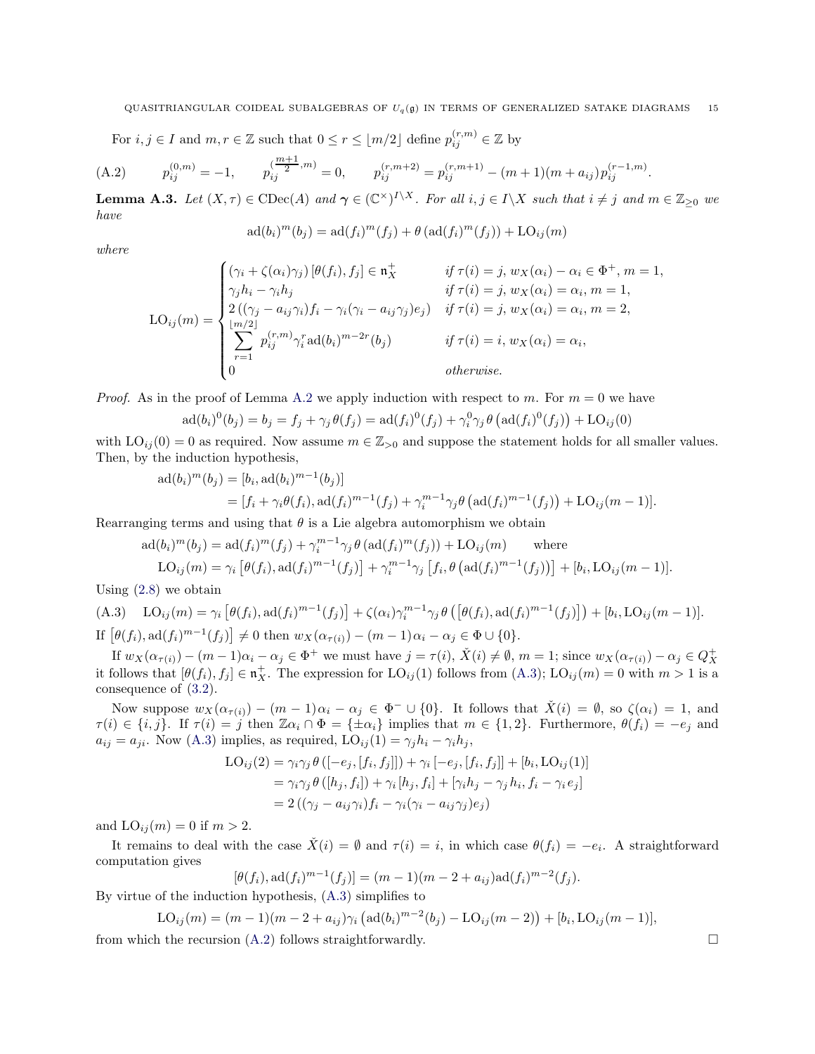For $i,j \in I$ and $m, r \in \mathbb{Z}$ such that $0 \le r \le \lfloor m/2 \rfloor$ define $p_{ij}^{(r,m)} \in \mathbb{Z}$ by

$$p_{ij}^{(0,m)} = -1, \qquad p_{ij}^{(\frac{m+1}{2},m)} = 0, \qquad p_{ij}^{(r,m+2)} = p_{ij}^{(r,m+1)} - (m+1)(m+a_{ij})p_{ij}^{(r-1,m)}. \tag{A.2}$$

**Lemma A.3.** *Let $(X,\tau) \in \mathrm{CDec}(A)$ and $\boldsymbol{\gamma} \in (\mathbb{C}^\times)^{I\backslash X}$. For all $i,j \in I\backslash X$ such that $i \neq j$ and $m \in \mathbb{Z}_{\ge 0}$ we have*

$$\mathrm{ad}(b_i)^m(b_j) = \mathrm{ad}(f_i)^m(f_j) + \theta\left(\mathrm{ad}(f_i)^m(f_j)\right) + \mathrm{LO}_{ij}(m)$$

*where*

$$\mathrm{LO}_{ij}(m) = \begin{cases} (\gamma_i + \zeta(\alpha_i)\gamma_j)\,[\theta(f_i), f_j] \in \mathfrak{n}_X^+ & \text{if } \tau(i) = j,\ w_X(\alpha_i) - \alpha_i \in \Phi^+,\ m=1, \\ \gamma_j h_i - \gamma_i h_j & \text{if } \tau(i) = j,\ w_X(\alpha_i) = \alpha_i,\ m=1, \\ 2\left((\gamma_j - a_{ij}\gamma_i)f_i - \gamma_i(\gamma_i - a_{ij}\gamma_j)e_j\right) & \text{if } \tau(i) = j,\ w_X(\alpha_i) = \alpha_i,\ m=2, \\ \displaystyle\sum_{r=1}^{\lfloor m/2 \rfloor} p_{ij}^{(r,m)} \gamma_i^r \mathrm{ad}(b_i)^{m-2r}(b_j) & \text{if } \tau(i) = i,\ w_X(\alpha_i) = \alpha_i, \\ 0 & \text{otherwise.} \end{cases}$$

*Proof.* As in the proof of Lemma A.2 we apply induction with respect to $m$. For $m=0$ we have

$$\mathrm{ad}(b_i)^0(b_j) = b_j = f_j + \gamma_j\theta(f_j) = \mathrm{ad}(f_i)^0(f_j) + \gamma_i^0\gamma_j\,\theta\left(\mathrm{ad}(f_i)^0(f_j)\right) + \mathrm{LO}_{ij}(0)$$

with $\mathrm{LO}_{ij}(0) = 0$ as required. Now assume $m \in \mathbb{Z}_{>0}$ and suppose the statement holds for all smaller values. Then, by the induction hypothesis,

$$\begin{aligned} \mathrm{ad}(b_i)^m(b_j) &= [b_i, \mathrm{ad}(b_i)^{m-1}(b_j)] \\ &= [f_i + \gamma_i\theta(f_i), \mathrm{ad}(f_i)^{m-1}(f_j) + \gamma_i^{m-1}\gamma_j\theta\left(\mathrm{ad}(f_i)^{m-1}(f_j)\right) + \mathrm{LO}_{ij}(m-1)]. \end{aligned}$$

Rearranging terms and using that $\theta$ is a Lie algebra automorphism we obtain

$$\begin{aligned} &\mathrm{ad}(b_i)^m(b_j) = \mathrm{ad}(f_i)^m(f_j) + \gamma_i^{m-1}\gamma_j\,\theta\left(\mathrm{ad}(f_i)^m(f_j)\right) + \mathrm{LO}_{ij}(m) \qquad \text{where} \\ &\mathrm{LO}_{ij}(m) = \gamma_i\left[\theta(f_i), \mathrm{ad}(f_i)^{m-1}(f_j)\right] + \gamma_i^{m-1}\gamma_j\left[f_i, \theta\left(\mathrm{ad}(f_i)^{m-1}(f_j)\right)\right] + [b_i, \mathrm{LO}_{ij}(m-1)]. \end{aligned}$$

Using (2.8) we obtain

$$\mathrm{LO}_{ij}(m) = \gamma_i\left[\theta(f_i), \mathrm{ad}(f_i)^{m-1}(f_j)\right] + \zeta(\alpha_i)\gamma_i^{m-1}\gamma_j\,\theta\left(\left[\theta(f_i), \mathrm{ad}(f_i)^{m-1}(f_j)\right]\right) + [b_i, \mathrm{LO}_{ij}(m-1)]. \tag{A.3}$$

If $\left[\theta(f_i), \mathrm{ad}(f_i)^{m-1}(f_j)\right] \neq 0$ then $w_X(\alpha_{\tau(i)}) - (m-1)\alpha_i - \alpha_j \in \Phi \cup \{0\}$.

If $w_X(\alpha_{\tau(i)}) - (m-1)\alpha_i - \alpha_j \in \Phi^+$ we must have $j = \tau(i)$, $\check{X}(i) \neq \emptyset$, $m=1$; since $w_X(\alpha_{\tau(i)}) - \alpha_j \in Q_X^+$ it follows that $[\theta(f_i), f_j] \in \mathfrak{n}_X^+$. The expression for $\mathrm{LO}_{ij}(1)$ follows from (A.3); $\mathrm{LO}_{ij}(m) = 0$ with $m > 1$ is a consequence of (3.2).

Now suppose $w_X(\alpha_{\tau(i)}) - (m-1)\alpha_i - \alpha_j \in \Phi^- \cup \{0\}$. It follows that $\check{X}(i) = \emptyset$, so $\zeta(\alpha_i) = 1$, and $\tau(i) \in \{i,j\}$. If $\tau(i) = j$ then $\mathbb{Z}\alpha_i \cap \Phi = \{\pm\alpha_i\}$ implies that $m \in \{1,2\}$. Furthermore, $\theta(f_i) = -e_j$ and $a_{ij} = a_{ji}$. Now (A.3) implies, as required, $\mathrm{LO}_{ij}(1) = \gamma_j h_i - \gamma_i h_j$,

$$\begin{aligned} \mathrm{LO}_{ij}(2) &= \gamma_i\gamma_j\,\theta\left([-e_j, [f_i, f_j]]\right) + \gamma_i\left[-e_j, [f_i, f_j]\right] + [b_i, \mathrm{LO}_{ij}(1)] \\ &= \gamma_i\gamma_j\,\theta\left([h_j, f_i]\right) + \gamma_i\,[h_j, f_i] + [\gamma_i h_j - \gamma_j h_i, f_i - \gamma_i e_j] \\ &= 2\left((\gamma_j - a_{ij}\gamma_i)f_i - \gamma_i(\gamma_i - a_{ij}\gamma_j)e_j\right) \end{aligned}$$

and $\mathrm{LO}_{ij}(m) = 0$ if $m > 2$.

It remains to deal with the case $\check{X}(i) = \emptyset$ and $\tau(i) = i$, in which case $\theta(f_i) = -e_i$. A straightforward computation gives

$$[\theta(f_i), \mathrm{ad}(f_i)^{m-1}(f_j)] = (m-1)(m-2+a_{ij})\mathrm{ad}(f_i)^{m-2}(f_j).$$

By virtue of the induction hypothesis, (A.3) simplifies to

$$\mathrm{LO}_{ij}(m) = (m-1)(m-2+a_{ij})\gamma_i\left(\mathrm{ad}(b_i)^{m-2}(b_j) - \mathrm{LO}_{ij}(m-2)\right) + [b_i, \mathrm{LO}_{ij}(m-1)],$$

from which the recursion (A.2) follows straightforwardly. $\square$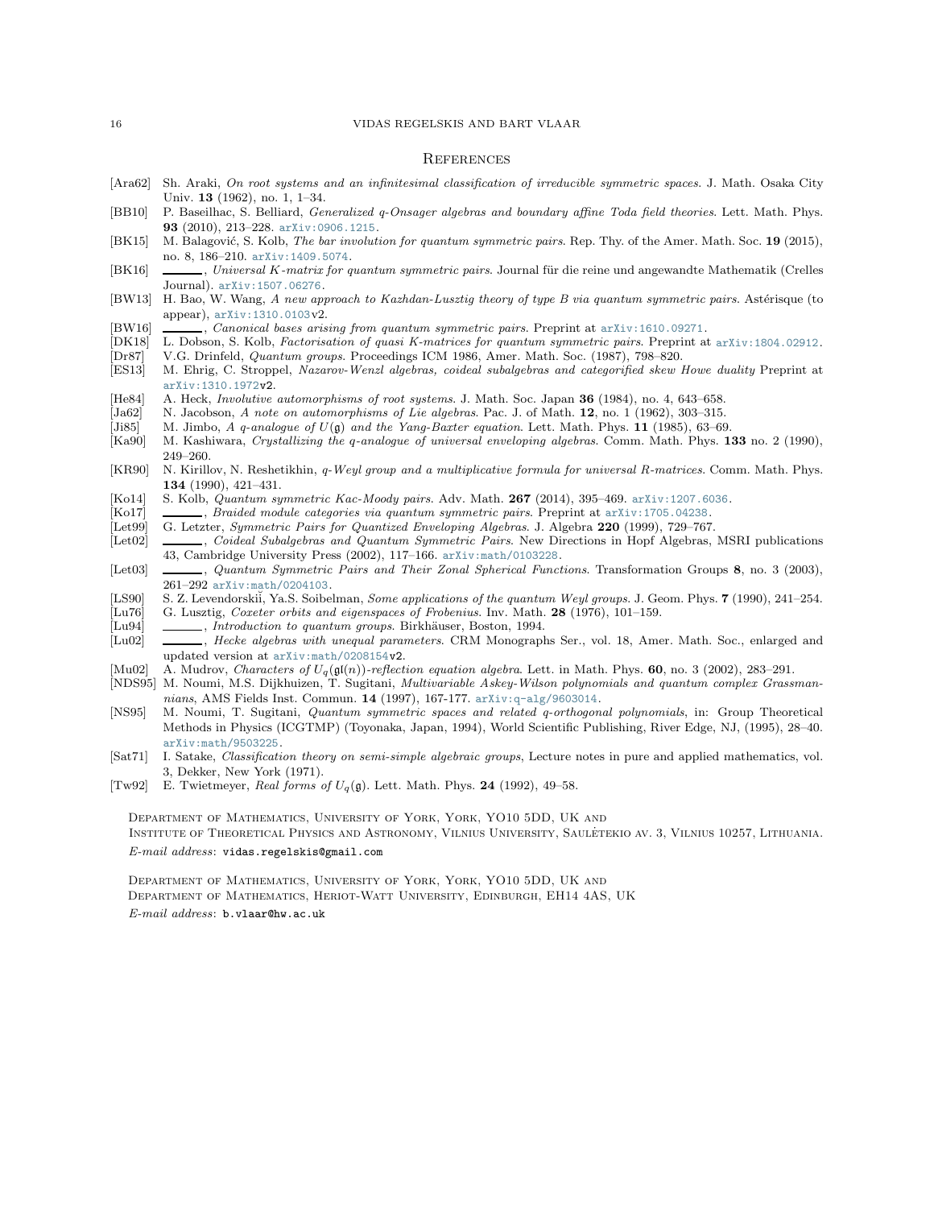## References

[Ara62] Sh. Araki, *On root systems and an infinitesimal classification of irreducible symmetric spaces*. J. Math. Osaka City Univ. **13** (1962), no. 1, 1–34.

[BB10] P. Baseilhac, S. Belliard, *Generalized q-Onsager algebras and boundary affine Toda field theories*. Lett. Math. Phys. **93** (2010), 213–228. arXiv:0906.1215.

[BK15] M. Balagović, S. Kolb, *The bar involution for quantum symmetric pairs*. Rep. Thy. of the Amer. Math. Soc. **19** (2015), no. 8, 186–210. arXiv:1409.5074.

[BK16] ———, *Universal K-matrix for quantum symmetric pairs*. Journal für die reine und angewandte Mathematik (Crelles Journal). arXiv:1507.06276.

[BW13] H. Bao, W. Wang, *A new approach to Kazhdan-Lusztig theory of type B via quantum symmetric pairs*. Astérisque (to appear), arXiv:1310.0103v2.

[BW16] ———, *Canonical bases arising from quantum symmetric pairs*. Preprint at arXiv:1610.09271.

[DK18] L. Dobson, S. Kolb, *Factorisation of quasi K-matrices for quantum symmetric pairs*. Preprint at arXiv:1804.02912.

[Dr87] V.G. Drinfeld, *Quantum groups*. Proceedings ICM 1986, Amer. Math. Soc. (1987), 798–820.

[ES13] M. Ehrig, C. Stroppel, *Nazarov-Wenzl algebras, coideal subalgebras and categorified skew Howe duality* Preprint at arXiv:1310.1972v2.

[He84] A. Heck, *Involutive automorphisms of root systems*. J. Math. Soc. Japan **36** (1984), no. 4, 643–658.

[Ja62] N. Jacobson, *A note on automorphisms of Lie algebras*. Pac. J. of Math. **12**, no. 1 (1962), 303–315.

[Ji85] M. Jimbo, *A q-analogue of $U(\mathfrak{g})$ and the Yang-Baxter equation*. Lett. Math. Phys. **11** (1985), 63–69.

[Ka90] M. Kashiwara, *Crystallizing the q-analogue of universal enveloping algebras*. Comm. Math. Phys. **133** no. 2 (1990), 249–260.

[KR90] N. Kirillov, N. Reshetikhin, *q-Weyl group and a multiplicative formula for universal R-matrices*. Comm. Math. Phys. **134** (1990), 421–431.

[Ko14] S. Kolb, *Quantum symmetric Kac-Moody pairs*. Adv. Math. **267** (2014), 395–469. arXiv:1207.6036.

[Ko17] ———, *Braided module categories via quantum symmetric pairs*. Preprint at arXiv:1705.04238.

[Let99] G. Letzter, *Symmetric Pairs for Quantized Enveloping Algebras*. J. Algebra **220** (1999), 729–767.

[Let02] ———, *Coideal Subalgebras and Quantum Symmetric Pairs*. New Directions in Hopf Algebras, MSRI publications 43, Cambridge University Press (2002), 117–166. arXiv:math/0103228.

[Let03] ———, *Quantum Symmetric Pairs and Their Zonal Spherical Functions*. Transformation Groups **8**, no. 3 (2003), 261–292 arXiv:math/0204103.

[LS90] S. Z. Levendorskiĭ, Ya.S. Soibelman, *Some applications of the quantum Weyl groups*. J. Geom. Phys. **7** (1990), 241–254.

[Lu76] G. Lusztig, *Coxeter orbits and eigenspaces of Frobenius*. Inv. Math. **28** (1976), 101–159.

[Lu94] ———, *Introduction to quantum groups*. Birkhäuser, Boston, 1994.

[Lu02] ———, *Hecke algebras with unequal parameters*. CRM Monographs Ser., vol. 18, Amer. Math. Soc., enlarged and updated version at arXiv:math/0208154v2.

[Mu02] A. Mudrov, *Characters of $U_q(\mathfrak{gl}(n))$-reflection equation algebra*. Lett. in Math. Phys. **60**, no. 3 (2002), 283–291.

[NDS95] M. Noumi, M.S. Dijkhuizen, T. Sugitani, *Multivariable Askey-Wilson polynomials and quantum complex Grassmannians*, AMS Fields Inst. Commun. **14** (1997), 167-177. arXiv:q-alg/9603014.

[NS95] M. Noumi, T. Sugitani, *Quantum symmetric spaces and related q-orthogonal polynomials*, in: Group Theoretical Methods in Physics (ICGTMP) (Toyonaka, Japan, 1994), World Scientific Publishing, River Edge, NJ, (1995), 28–40. arXiv:math/9503225.

[Sat71] I. Satake, *Classification theory on semi-simple algebraic groups*, Lecture notes in pure and applied mathematics, vol. 3, Dekker, New York (1971).

[Tw92] E. Twietmeyer, *Real forms of $U_q(\mathfrak{g})$*. Lett. Math. Phys. **24** (1992), 49–58.

Department of Mathematics, University of York, York, YO10 5DD, UK and
Institute of Theoretical Physics and Astronomy, Vilnius University, Saulėtekio av. 3, Vilnius 10257, Lithuania.

*E-mail address*: vidas.regelskis@gmail.com

Department of Mathematics, University of York, York, YO10 5DD, UK and
Department of Mathematics, Heriot-Watt University, Edinburgh, EH14 4AS, UK

*E-mail address*: b.vlaar@hw.ac.uk